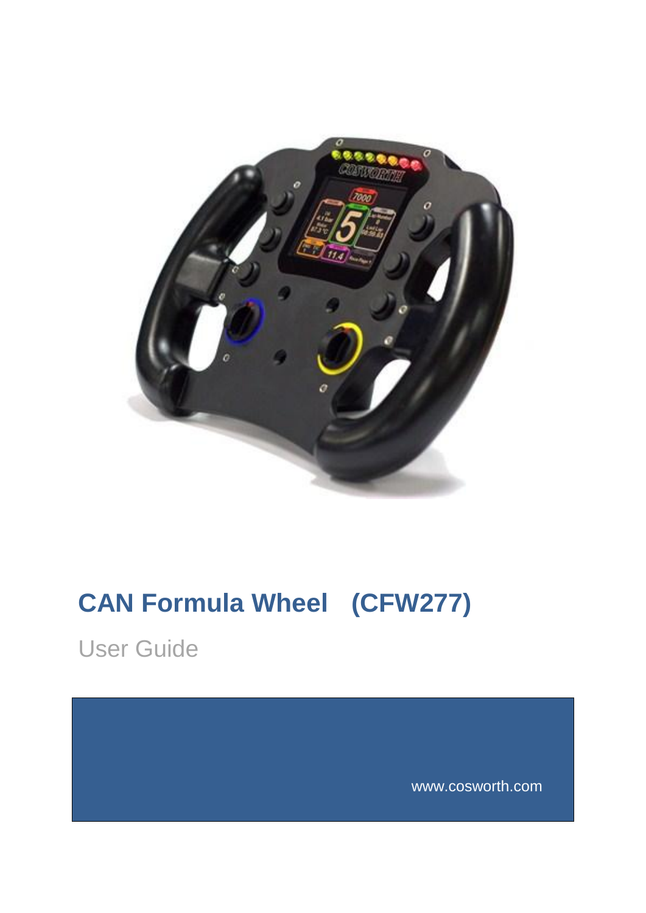# CAN Formula Wheel (CFW277)

User Guide

www.cosworth.com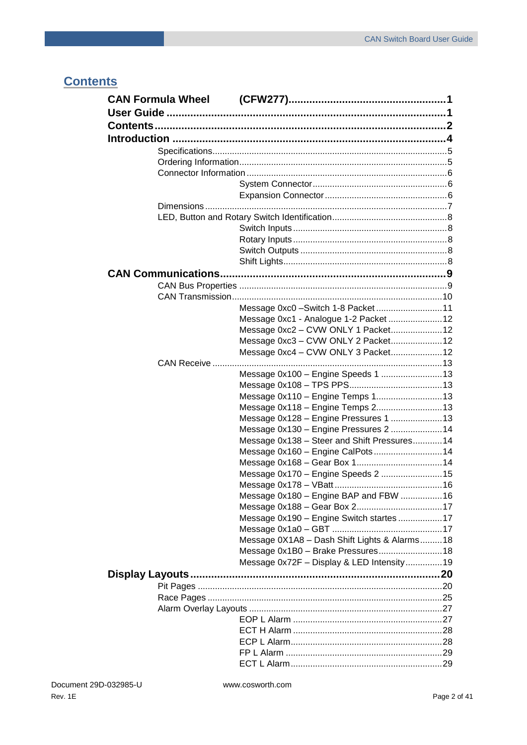# Contents

**CAN Formula Wheel (CFW277)....................................................1**
**User Guide ..............................................................................1**
**Contents...................................................................................2**
**Introduction ............................................................................4**

- Specifications...............................................................................................5
- Ordering Information....................................................................................5
- Connector Information .................................................................................6
  - System Connector.......................................................6
  - Expansion Connector..................................................6
- Dimensions ..................................................................................................7
- LED, Button and Rotary Switch Identification..............................................8
  - Switch Inputs ...............................................................8
  - Rotary Inputs ...............................................................8
  - Switch Outputs ............................................................8
  - Shift Lights...................................................................8

**CAN Communications.............................................................9**

- CAN Bus Properties ....................................................................................9
- CAN Transmission.....................................................................................10
  - Message 0xc0 –Switch 1-8 Packet ...........................11
  - Message 0xc1 - Analogue 1-2 Packet ......................12
  - Message 0xc2 – CVW ONLY 1 Packet.....................12
  - Message 0xc3 – CVW ONLY 2 Packet.....................12
  - Message 0xc4 – CVW ONLY 3 Packet.....................12
- CAN Receive .............................................................................................13
  - Message 0x100 – Engine Speeds 1 .........................13
  - Message 0x108 – TPS PPS......................................13
  - Message 0x110 – Engine Temps 1...........................13
  - Message 0x118 – Engine Temps 2...........................13
  - Message 0x128 – Engine Pressures 1 .....................13
  - Message 0x130 – Engine Pressures 2 .....................14
  - Message 0x138 – Steer and Shift Pressures............14
  - Message 0x160 – Engine CalPots............................14
  - Message 0x168 – Gear Box 1...................................14
  - Message 0x170 – Engine Speeds 2 .........................15
  - Message 0x178 – VBatt............................................16
  - Message 0x180 – Engine BAP and FBW .................16
  - Message 0x188 – Gear Box 2...................................17
  - Message 0x190 – Engine Switch startes ..................17
  - Message 0x1a0 – GBT .............................................17
  - Message 0X1A8 – Dash Shift Lights & Alarms.........18
  - Message 0x1B0 – Brake Pressures..........................18
  - Message 0x72F – Display & LED Intensity...............19

**Display Layouts....................................................................20**

- Pit Pages ...................................................................................................20
- Race Pages ...............................................................................................25
- Alarm Overlay Layouts ..............................................................................27
  - EOP L Alarm .............................................................27
  - ECT H Alarm .............................................................28
  - ECP L Alarm..............................................................28
  - FP L Alarm ................................................................29
  - ECT L Alarm..............................................................29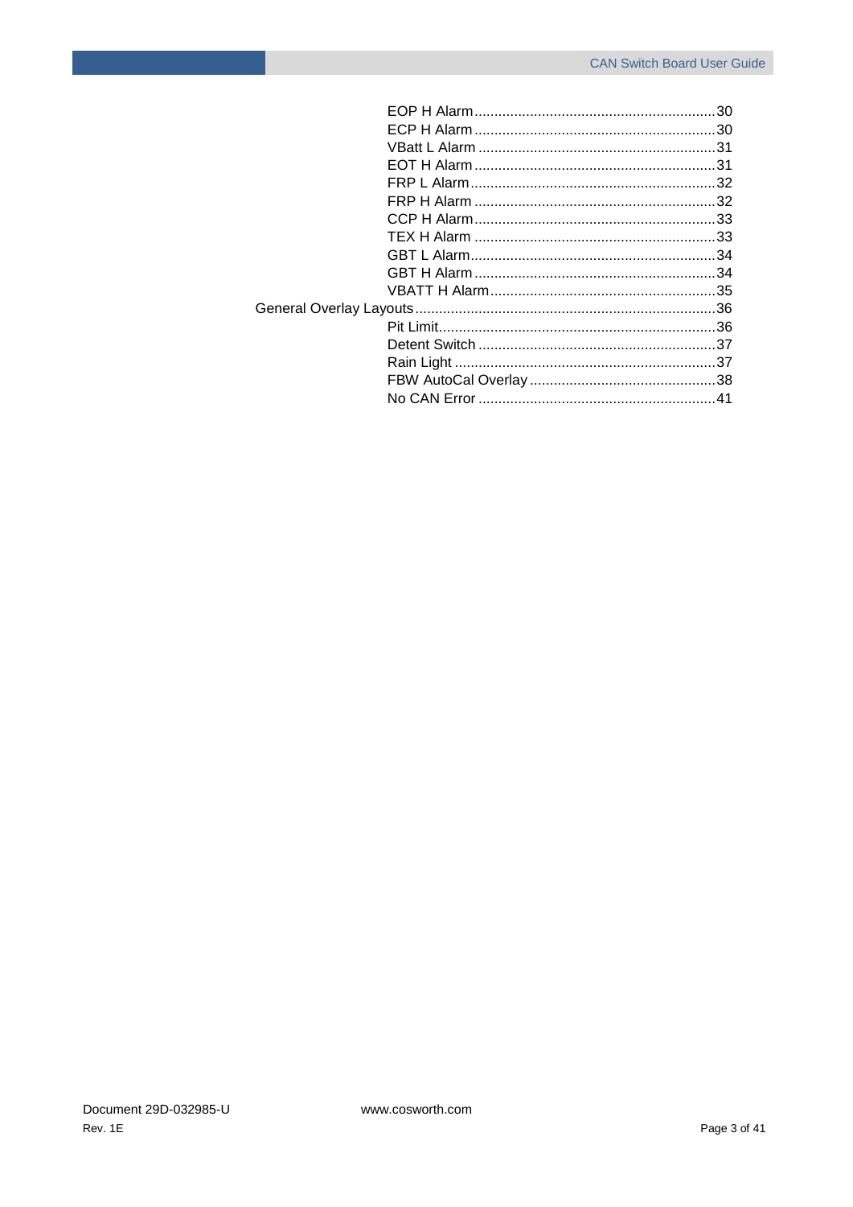- EOP H Alarm ... 30
- ECP H Alarm ... 30
- VBatt L Alarm ... 31
- EOT H Alarm ... 31
- FRP L Alarm ... 32
- FRP H Alarm ... 32
- CCP H Alarm ... 33
- TEX H Alarm ... 33
- GBT L Alarm ... 34
- GBT H Alarm ... 34
- VBATT H Alarm ... 35

General Overlay Layouts ... 36

- Pit Limit ... 36
- Detent Switch ... 37
- Rain Light ... 37
- FBW AutoCal Overlay ... 38
- No CAN Error ... 41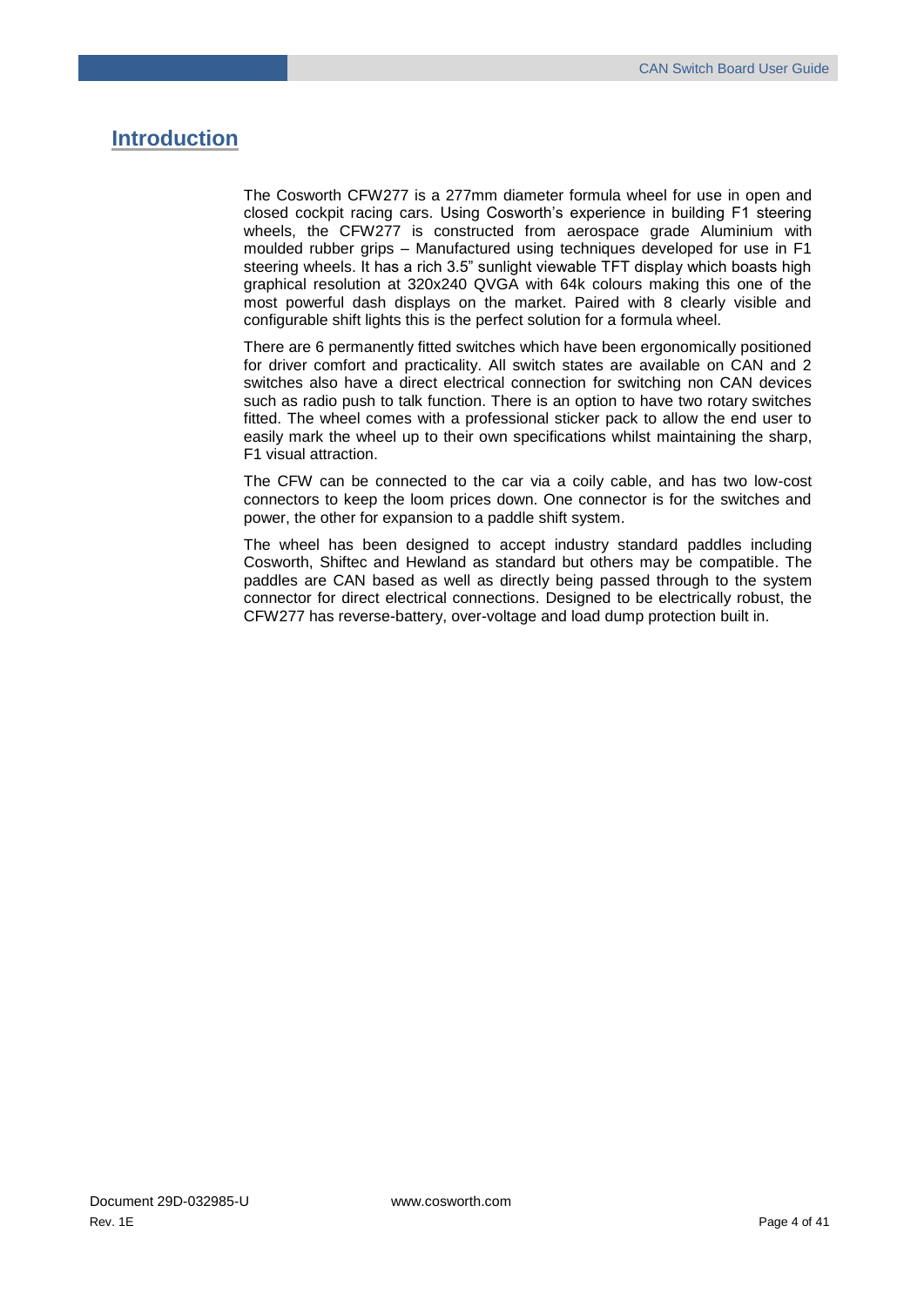# Introduction

The Cosworth CFW277 is a 277mm diameter formula wheel for use in open and closed cockpit racing cars. Using Cosworth's experience in building F1 steering wheels, the CFW277 is constructed from aerospace grade Aluminium with moulded rubber grips – Manufactured using techniques developed for use in F1 steering wheels. It has a rich 3.5" sunlight viewable TFT display which boasts high graphical resolution at 320x240 QVGA with 64k colours making this one of the most powerful dash displays on the market. Paired with 8 clearly visible and configurable shift lights this is the perfect solution for a formula wheel.

There are 6 permanently fitted switches which have been ergonomically positioned for driver comfort and practicality. All switch states are available on CAN and 2 switches also have a direct electrical connection for switching non CAN devices such as radio push to talk function. There is an option to have two rotary switches fitted. The wheel comes with a professional sticker pack to allow the end user to easily mark the wheel up to their own specifications whilst maintaining the sharp, F1 visual attraction.

The CFW can be connected to the car via a coily cable, and has two low-cost connectors to keep the loom prices down. One connector is for the switches and power, the other for expansion to a paddle shift system.

The wheel has been designed to accept industry standard paddles including Cosworth, Shiftec and Hewland as standard but others may be compatible. The paddles are CAN based as well as directly being passed through to the system connector for direct electrical connections. Designed to be electrically robust, the CFW277 has reverse-battery, over-voltage and load dump protection built in.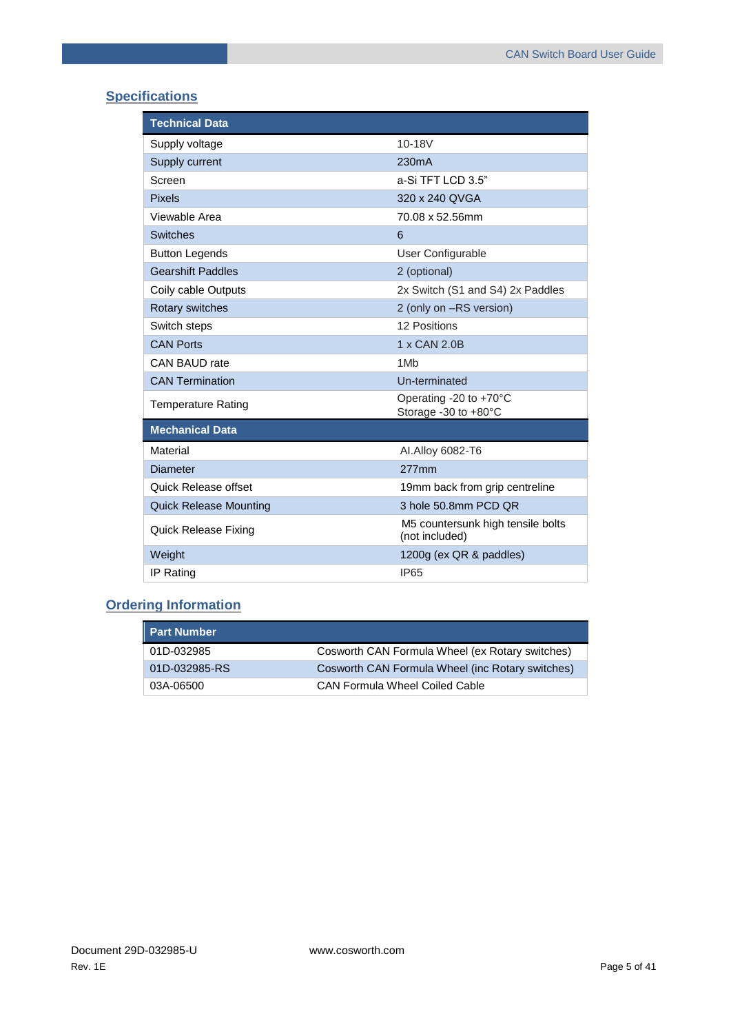## Specifications

| Technical Data | |
|---|---|
| Supply voltage | 10-18V |
| Supply current | 230mA |
| Screen | a-Si TFT LCD 3.5" |
| Pixels | 320 x 240 QVGA |
| Viewable Area | 70.08 x 52.56mm |
| Switches | 6 |
| Button Legends | User Configurable |
| Gearshift Paddles | 2 (optional) |
| Coily cable Outputs | 2x Switch (S1 and S4) 2x Paddles |
| Rotary switches | 2 (only on –RS version) |
| Switch steps | 12 Positions |
| CAN Ports | 1 x CAN 2.0B |
| CAN BAUD rate | 1Mb |
| CAN Termination | Un-terminated |
| Temperature Rating | Operating -20 to +70°C<br>Storage -30 to +80°C |
| **Mechanical Data** | |
| Material | Al.Alloy 6082-T6 |
| Diameter | 277mm |
| Quick Release offset | 19mm back from grip centreline |
| Quick Release Mounting | 3 hole 50.8mm PCD QR |
| Quick Release Fixing | M5 countersunk high tensile bolts (not included) |
| Weight | 1200g (ex QR & paddles) |
| IP Rating | IP65 |

## Ordering Information

| Part Number | |
|---|---|
| 01D-032985 | Cosworth CAN Formula Wheel (ex Rotary switches) |
| 01D-032985-RS | Cosworth CAN Formula Wheel (inc Rotary switches) |
| 03A-06500 | CAN Formula Wheel Coiled Cable |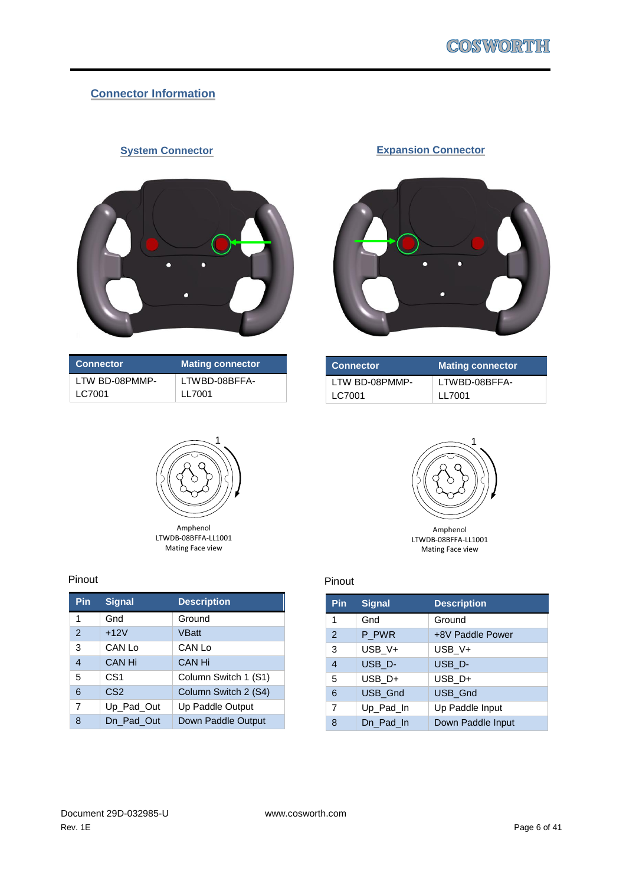## Connector Information

### System Connector

| Connector | Mating connector |
|---|---|
| LTW BD-08PMMP-LC7001 | LTWBD-08BFFA-LL7001 |

Amphenol
LTWDB-08BFFA-LL1001
Mating Face view

Pinout

| Pin | Signal | Description |
|---|---|---|
| 1 | Gnd | Ground |
| 2 | +12V | VBatt |
| 3 | CAN Lo | CAN Lo |
| 4 | CAN Hi | CAN Hi |
| 5 | CS1 | Column Switch 1 (S1) |
| 6 | CS2 | Column Switch 2 (S4) |
| 7 | Up_Pad_Out | Up Paddle Output |
| 8 | Dn_Pad_Out | Down Paddle Output |

### Expansion Connector

| Connector | Mating connector |
|---|---|
| LTW BD-08PMMP-LC7001 | LTWBD-08BFFA-LL7001 |

Amphenol
LTWDB-08BFFA-LL1001
Mating Face view

Pinout

| Pin | Signal | Description |
|---|---|---|
| 1 | Gnd | Ground |
| 2 | P_PWR | +8V Paddle Power |
| 3 | USB_V+ | USB_V+ |
| 4 | USB_D- | USB_D- |
| 5 | USB_D+ | USB_D+ |
| 6 | USB_Gnd | USB_Gnd |
| 7 | Up_Pad_In | Up Paddle Input |
| 8 | Dn_Pad_In | Down Paddle Input |

Document 29D-032985-U
Rev. 1E
www.cosworth.com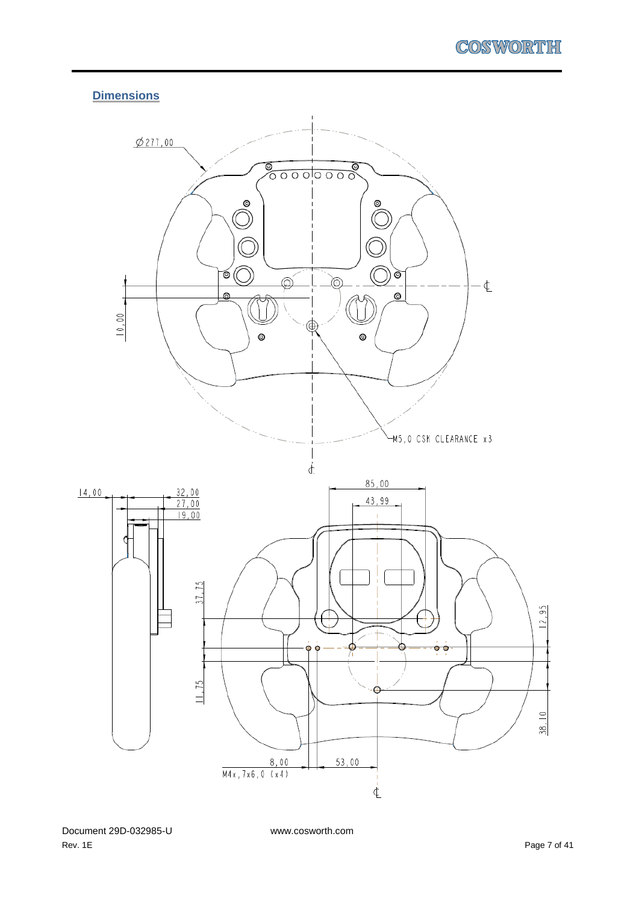## Dimensions

Ø277,00

10,00

M5,0 CSK CLEARANCE x3

14,00

32,00

27,00

19,00

85,00

43,99

37,75

12,95

11,75

38,10

8,00

M4x,7x6,0 (x4)

53,00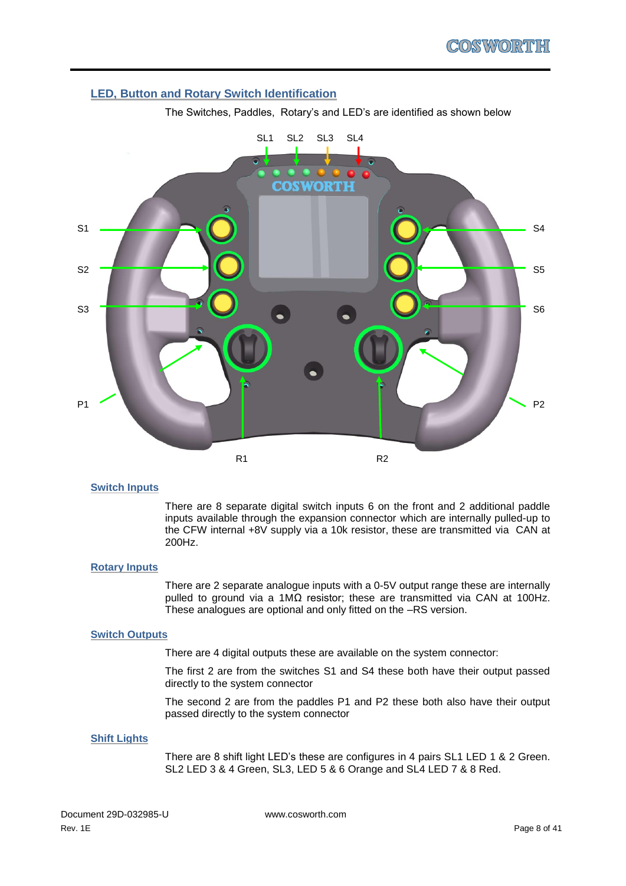## LED, Button and Rotary Switch Identification

The Switches, Paddles, Rotary's and LED's are identified as shown below

SL1 SL2 SL3 SL4

S1 S4

S2 S5

S3 S6

P1 P2

R1 R2

### Switch Inputs

There are 8 separate digital switch inputs 6 on the front and 2 additional paddle inputs available through the expansion connector which are internally pulled-up to the CFW internal +8V supply via a 10k resistor, these are transmitted via CAN at 200Hz.

### Rotary Inputs

There are 2 separate analogue inputs with a 0-5V output range these are internally pulled to ground via a 1MΩ resistor; these are transmitted via CAN at 100Hz. These analogues are optional and only fitted on the –RS version.

### Switch Outputs

There are 4 digital outputs these are available on the system connector:

The first 2 are from the switches S1 and S4 these both have their output passed directly to the system connector

The second 2 are from the paddles P1 and P2 these both also have their output passed directly to the system connector

### Shift Lights

There are 8 shift light LED's these are configures in 4 pairs SL1 LED 1 & 2 Green. SL2 LED 3 & 4 Green, SL3, LED 5 & 6 Orange and SL4 LED 7 & 8 Red.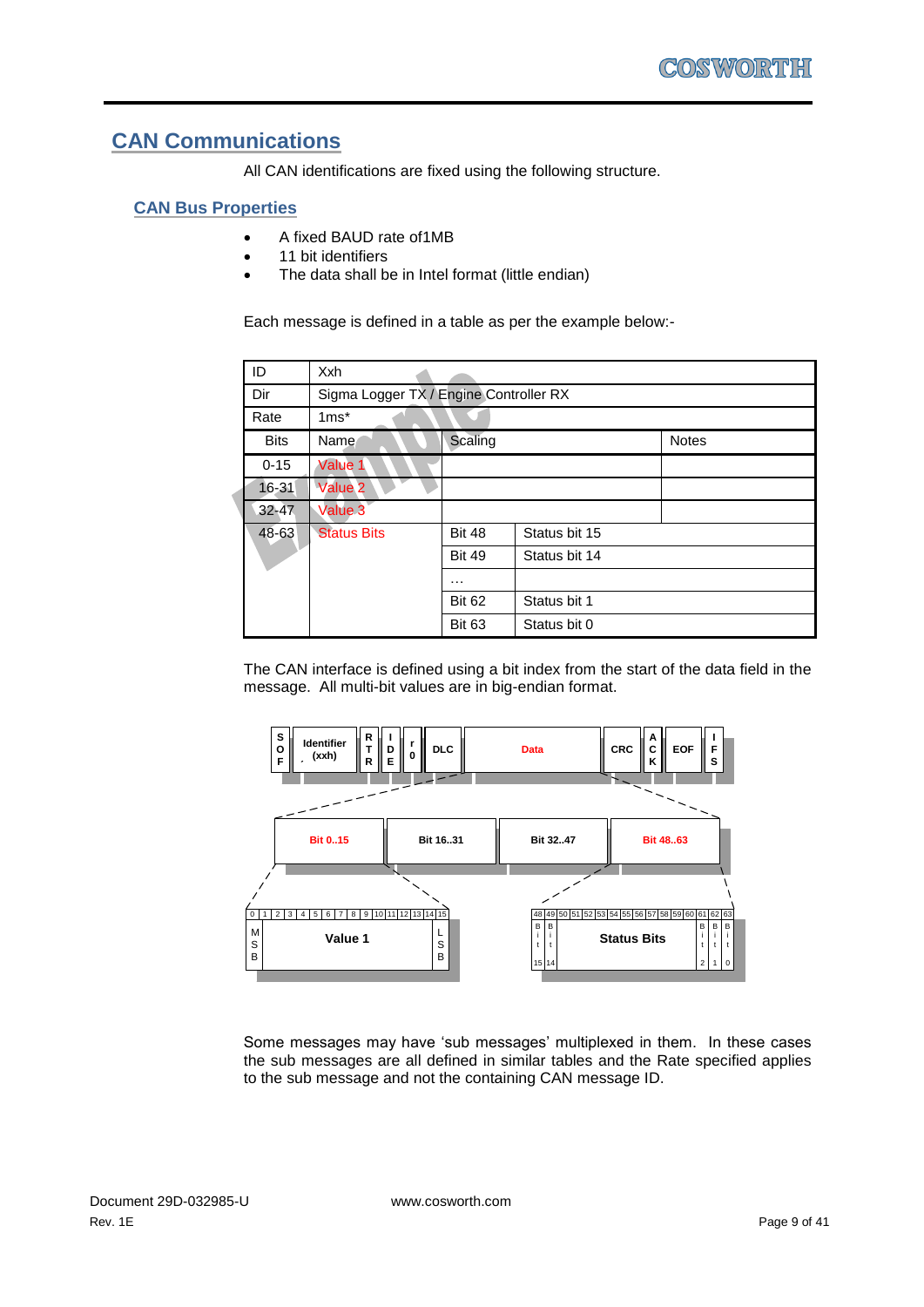# CAN Communications

All CAN identifications are fixed using the following structure.

## CAN Bus Properties

- A fixed BAUD rate of1MB
- 11 bit identifiers
- The data shall be in Intel format (little endian)

Each message is defined in a table as per the example below:-

| ID | Xxh | | | |
|---|---|---|---|---|
| Dir | Sigma Logger TX / Engine Controller RX | | | |
| Rate | 1ms* | | | |
| Bits | Name | Scaling | | Notes |
| 0-15 | Value 1 | | | |
| 16-31 | Value 2 | | | |
| 32-47 | Value 3 | | | |
| 48-63 | Status Bits | Bit 48 | Status bit 15 | |
| | | Bit 49 | Status bit 14 | |
| | | … | | |
| | | Bit 62 | Status bit 1 | |
| | | Bit 63 | Status bit 0 | |

The CAN interface is defined using a bit index from the start of the data field in the message. All multi-bit values are in big-endian format.

SOF | Identifier (xxh) | RTR | IDE | r0 | DLC | Data | CRC | ACK | EOF | IFS

Bit 0..15 | Bit 16..31 | Bit 32..47 | Bit 48..63

0 1 2 3 4 5 6 7 8 9 10 11 12 13 14 15 — MSB … Value 1 … LSB

48 49 50 51 52 53 54 55 56 57 58 59 60 61 62 63 — Bit 15, Bit 14 … Status Bits … Bit 2, Bit 1, Bit 0

Some messages may have 'sub messages' multiplexed in them. In these cases the sub messages are all defined in similar tables and the Rate specified applies to the sub message and not the containing CAN message ID.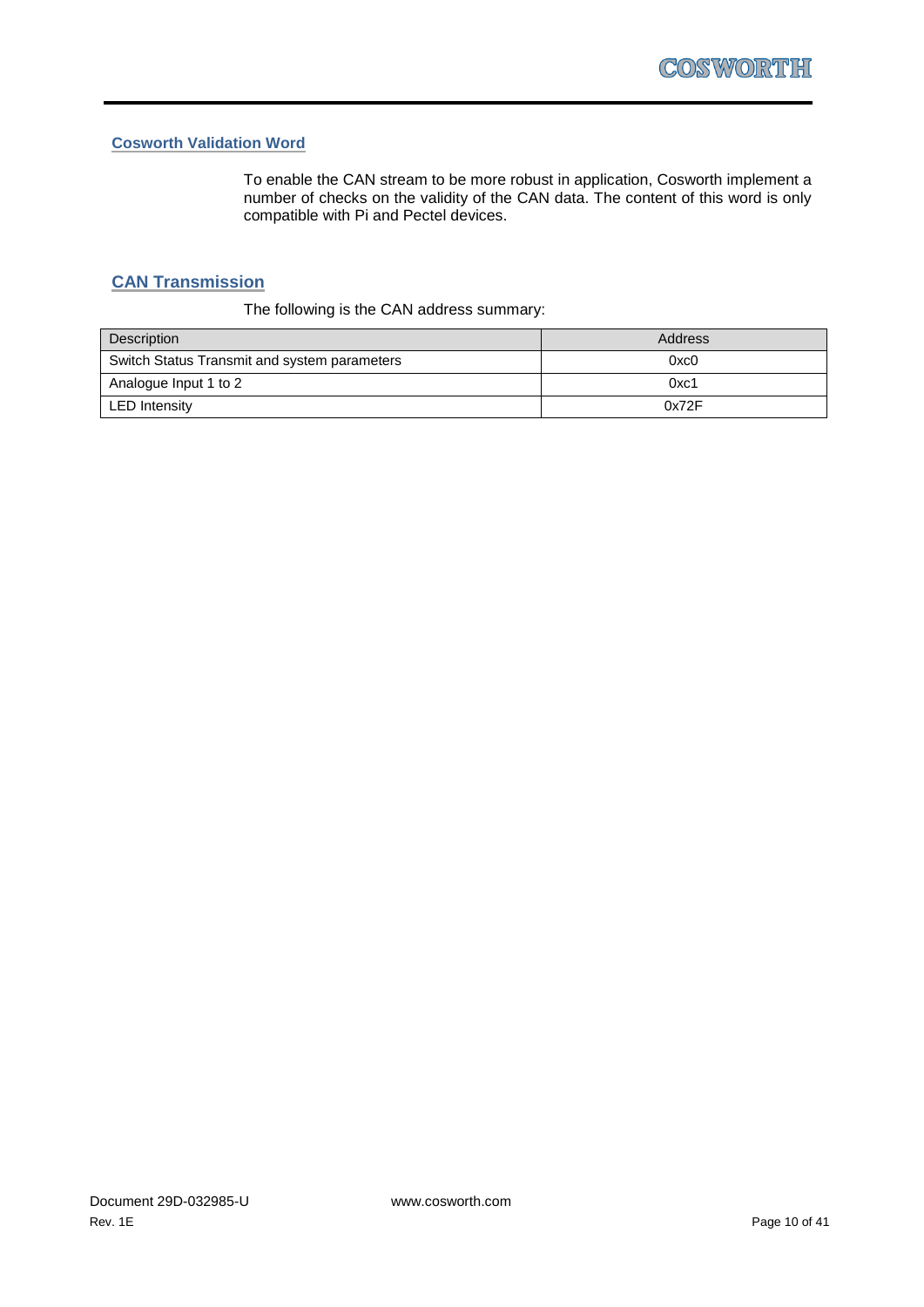## Cosworth Validation Word

To enable the CAN stream to be more robust in application, Cosworth implement a number of checks on the validity of the CAN data. The content of this word is only compatible with Pi and Pectel devices.

## CAN Transmission

The following is the CAN address summary:

| Description | Address |
|---|---|
| Switch Status Transmit and system parameters | 0xc0 |
| Analogue Input 1 to 2 | 0xc1 |
| LED Intensity | 0x72F |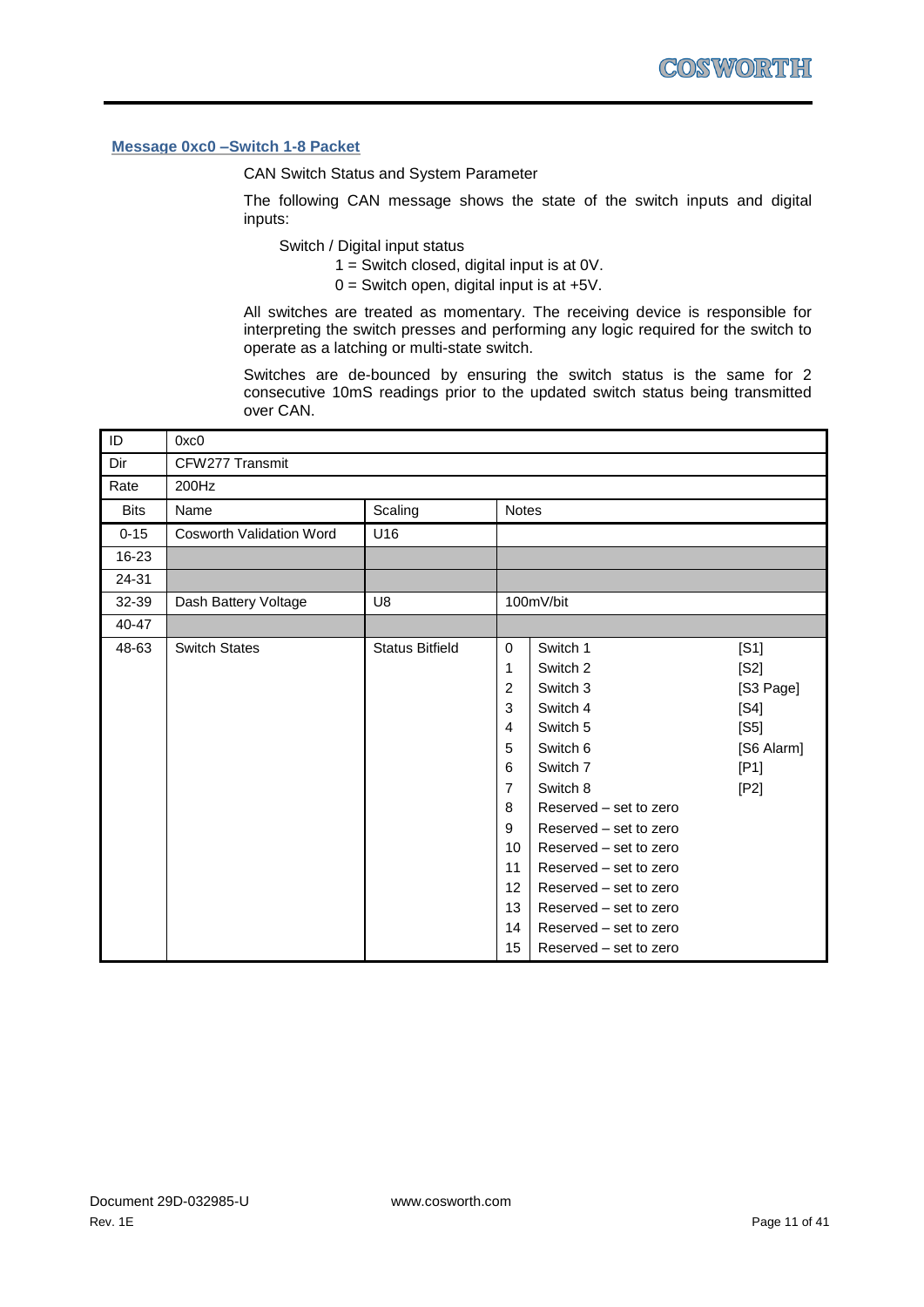### Message 0xc0 –Switch 1-8 Packet

CAN Switch Status and System Parameter

The following CAN message shows the state of the switch inputs and digital inputs:

Switch / Digital input status
1 = Switch closed, digital input is at 0V.
0 = Switch open, digital input is at +5V.

All switches are treated as momentary. The receiving device is responsible for interpreting the switch presses and performing any logic required for the switch to operate as a latching or multi-state switch.

Switches are de-bounced by ensuring the switch status is the same for 2 consecutive 10mS readings prior to the updated switch status being transmitted over CAN.

| ID | 0xc0 | | | | |
|---|---|---|---|---|---|
| Dir | CFW277 Transmit | | | | |
| Rate | 200Hz | | | | |
| Bits | Name | Scaling | Notes | | |
| 0-15 | Cosworth Validation Word | U16 | | | |
| 16-23 | | | | | |
| 24-31 | | | | | |
| 32-39 | Dash Battery Voltage | U8 | 100mV/bit | | |
| 40-47 | | | | | |
| 48-63 | Switch States | Status Bitfield | 0 | Switch 1 | [S1] |
| | | | 1 | Switch 2 | [S2] |
| | | | 2 | Switch 3 | [S3 Page] |
| | | | 3 | Switch 4 | [S4] |
| | | | 4 | Switch 5 | [S5] |
| | | | 5 | Switch 6 | [S6 Alarm] |
| | | | 6 | Switch 7 | [P1] |
| | | | 7 | Switch 8 | [P2] |
| | | | 8 | Reserved – set to zero | |
| | | | 9 | Reserved – set to zero | |
| | | | 10 | Reserved – set to zero | |
| | | | 11 | Reserved – set to zero | |
| | | | 12 | Reserved – set to zero | |
| | | | 13 | Reserved – set to zero | |
| | | | 14 | Reserved – set to zero | |
| | | | 15 | Reserved – set to zero | |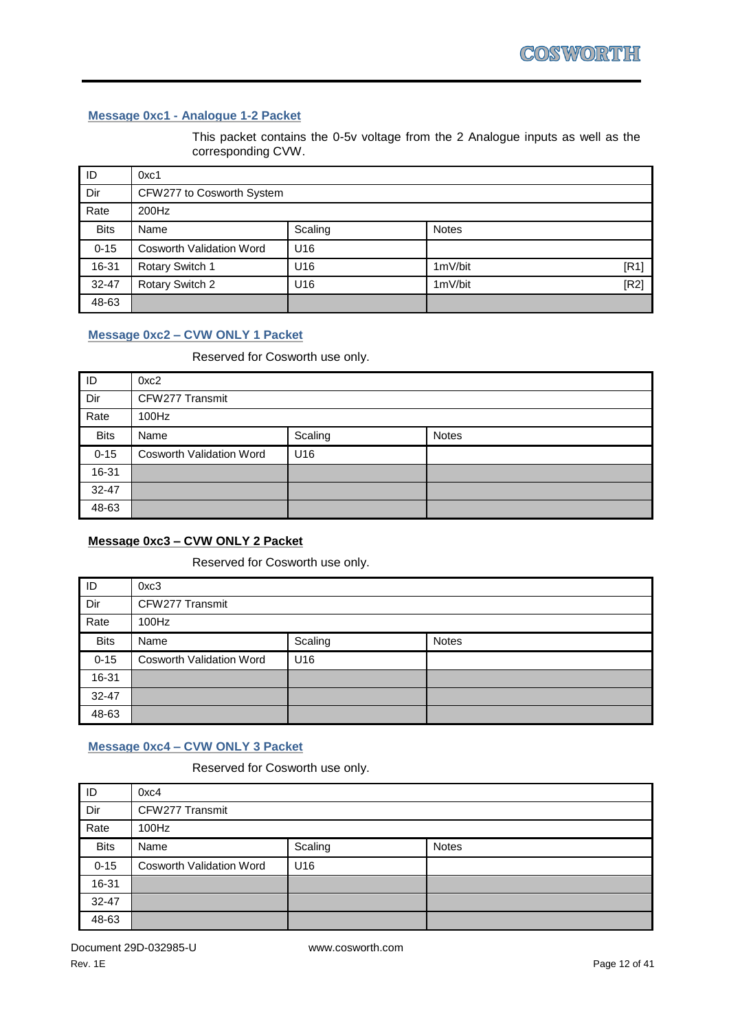## Message 0xc1 - Analogue 1-2 Packet

This packet contains the 0-5v voltage from the 2 Analogue inputs as well as the corresponding CVW.

| ID | 0xc1 | | |
|---|---|---|---|
| Dir | CFW277 to Cosworth System | | |
| Rate | 200Hz | | |
| Bits | Name | Scaling | Notes |
| 0-15 | Cosworth Validation Word | U16 | |
| 16-31 | Rotary Switch 1 | U16 | 1mV/bit [R1] |
| 32-47 | Rotary Switch 2 | U16 | 1mV/bit [R2] |
| 48-63 | | | |

## Message 0xc2 – CVW ONLY 1 Packet

Reserved for Cosworth use only.

| ID | 0xc2 | | |
|---|---|---|---|
| Dir | CFW277 Transmit | | |
| Rate | 100Hz | | |
| Bits | Name | Scaling | Notes |
| 0-15 | Cosworth Validation Word | U16 | |
| 16-31 | | | |
| 32-47 | | | |
| 48-63 | | | |

## Message 0xc3 – CVW ONLY 2 Packet

Reserved for Cosworth use only.

| ID | 0xc3 | | |
|---|---|---|---|
| Dir | CFW277 Transmit | | |
| Rate | 100Hz | | |
| Bits | Name | Scaling | Notes |
| 0-15 | Cosworth Validation Word | U16 | |
| 16-31 | | | |
| 32-47 | | | |
| 48-63 | | | |

## Message 0xc4 – CVW ONLY 3 Packet

Reserved for Cosworth use only.

| ID | 0xc4 | | |
|---|---|---|---|
| Dir | CFW277 Transmit | | |
| Rate | 100Hz | | |
| Bits | Name | Scaling | Notes |
| 0-15 | Cosworth Validation Word | U16 | |
| 16-31 | | | |
| 32-47 | | | |
| 48-63 | | | |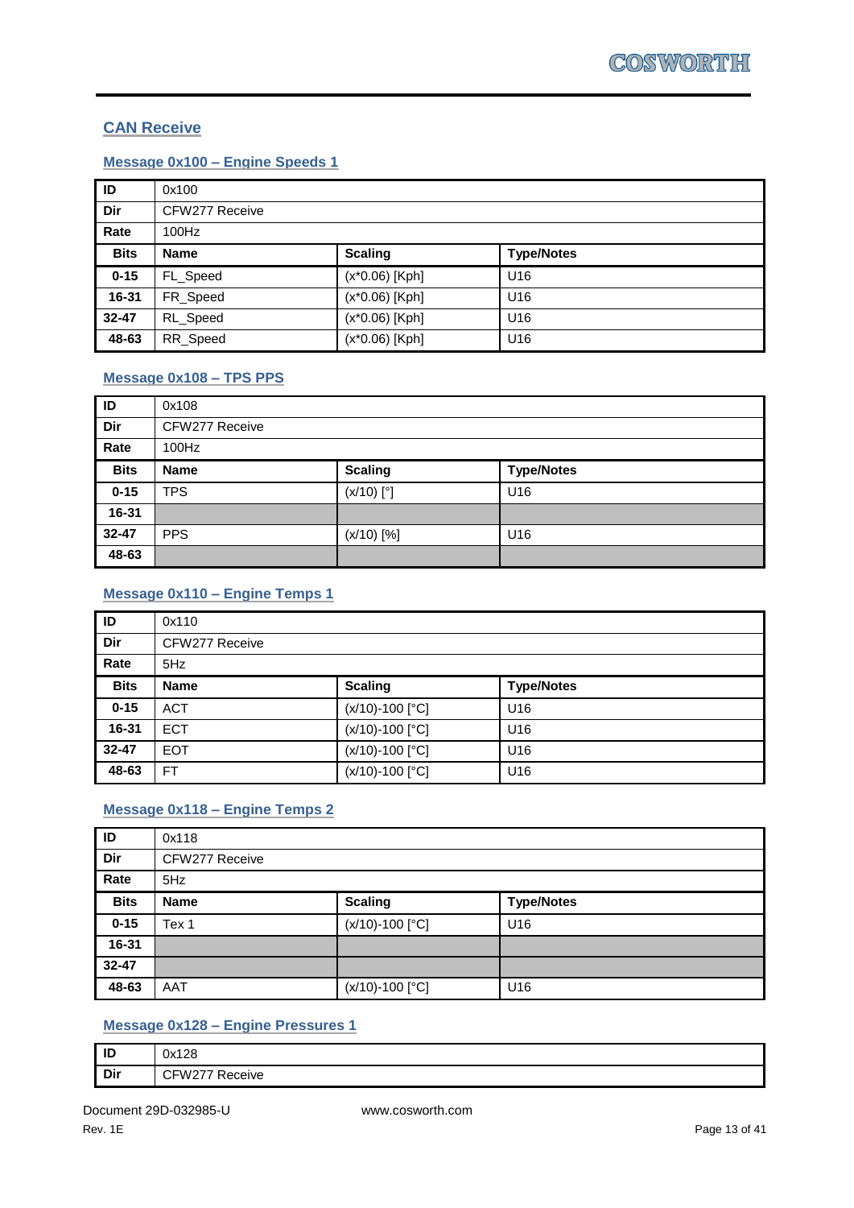## CAN Receive

### Message 0x100 – Engine Speeds 1

| ID | 0x100 | | |
|---|---|---|---|
| **Dir** | CFW277 Receive | | |
| **Rate** | 100Hz | | |
| **Bits** | **Name** | **Scaling** | **Type/Notes** |
| **0-15** | FL_Speed | (x*0.06) [Kph] | U16 |
| **16-31** | FR_Speed | (x*0.06) [Kph] | U16 |
| **32-47** | RL_Speed | (x*0.06) [Kph] | U16 |
| **48-63** | RR_Speed | (x*0.06) [Kph] | U16 |

### Message 0x108 – TPS PPS

| ID | 0x108 | | |
|---|---|---|---|
| **Dir** | CFW277 Receive | | |
| **Rate** | 100Hz | | |
| **Bits** | **Name** | **Scaling** | **Type/Notes** |
| **0-15** | TPS | (x/10) [°] | U16 |
| **16-31** | | | |
| **32-47** | PPS | (x/10) [%] | U16 |
| **48-63** | | | |

### Message 0x110 – Engine Temps 1

| ID | 0x110 | | |
|---|---|---|---|
| **Dir** | CFW277 Receive | | |
| **Rate** | 5Hz | | |
| **Bits** | **Name** | **Scaling** | **Type/Notes** |
| **0-15** | ACT | (x/10)-100 [°C] | U16 |
| **16-31** | ECT | (x/10)-100 [°C] | U16 |
| **32-47** | EOT | (x/10)-100 [°C] | U16 |
| **48-63** | FT | (x/10)-100 [°C] | U16 |

### Message 0x118 – Engine Temps 2

| ID | 0x118 | | |
|---|---|---|---|
| **Dir** | CFW277 Receive | | |
| **Rate** | 5Hz | | |
| **Bits** | **Name** | **Scaling** | **Type/Notes** |
| **0-15** | Tex 1 | (x/10)-100 [°C] | U16 |
| **16-31** | | | |
| **32-47** | | | |
| **48-63** | AAT | (x/10)-100 [°C] | U16 |

### Message 0x128 – Engine Pressures 1

| ID | 0x128 |
|---|---|
| **Dir** | CFW277 Receive |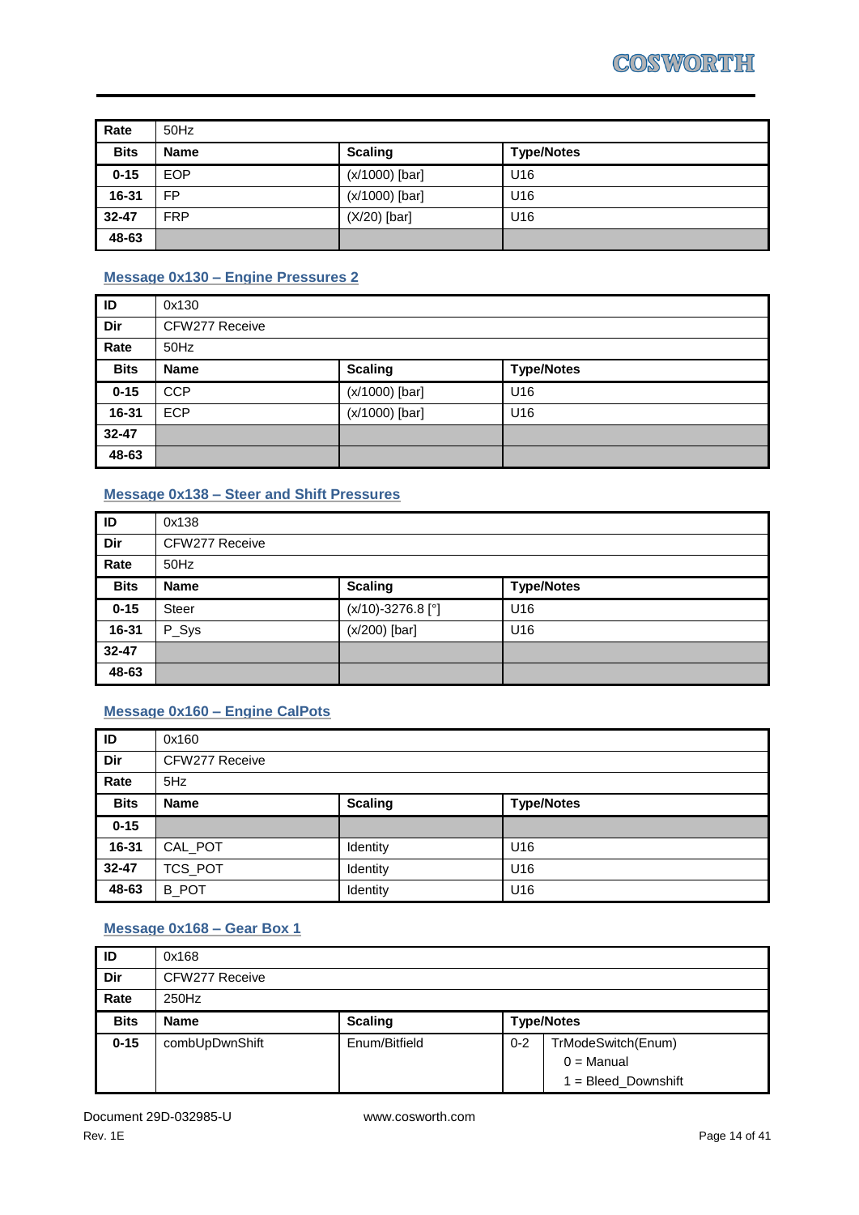| Rate | 50Hz | | |
|---|---|---|---|
| **Bits** | **Name** | **Scaling** | **Type/Notes** |
| **0-15** | EOP | (x/1000) [bar] | U16 |
| **16-31** | FP | (x/1000) [bar] | U16 |
| **32-47** | FRP | (X/20) [bar] | U16 |
| **48-63** | | | |

## Message 0x130 – Engine Pressures 2

| **ID** | 0x130 | | |
|---|---|---|---|
| **Dir** | CFW277 Receive | | |
| **Rate** | 50Hz | | |
| **Bits** | **Name** | **Scaling** | **Type/Notes** |
| **0-15** | CCP | (x/1000) [bar] | U16 |
| **16-31** | ECP | (x/1000) [bar] | U16 |
| **32-47** | | | |
| **48-63** | | | |

## Message 0x138 – Steer and Shift Pressures

| **ID** | 0x138 | | |
|---|---|---|---|
| **Dir** | CFW277 Receive | | |
| **Rate** | 50Hz | | |
| **Bits** | **Name** | **Scaling** | **Type/Notes** |
| **0-15** | Steer | (x/10)-3276.8 [°] | U16 |
| **16-31** | P_Sys | (x/200) [bar] | U16 |
| **32-47** | | | |
| **48-63** | | | |

## Message 0x160 – Engine CalPots

| **ID** | 0x160 | | |
|---|---|---|---|
| **Dir** | CFW277 Receive | | |
| **Rate** | 5Hz | | |
| **Bits** | **Name** | **Scaling** | **Type/Notes** |
| **0-15** | | | |
| **16-31** | CAL_POT | Identity | U16 |
| **32-47** | TCS_POT | Identity | U16 |
| **48-63** | B_POT | Identity | U16 |

## Message 0x168 – Gear Box 1

| **ID** | 0x168 | | | |
|---|---|---|---|---|
| **Dir** | CFW277 Receive | | | |
| **Rate** | 250Hz | | | |
| **Bits** | **Name** | **Scaling** | **Type/Notes** | |
| **0-15** | combUpDwnShift | Enum/Bitfield | 0-2 | TrModeSwitch(Enum)<br>0 = Manual<br>1 = Bleed_Downshift |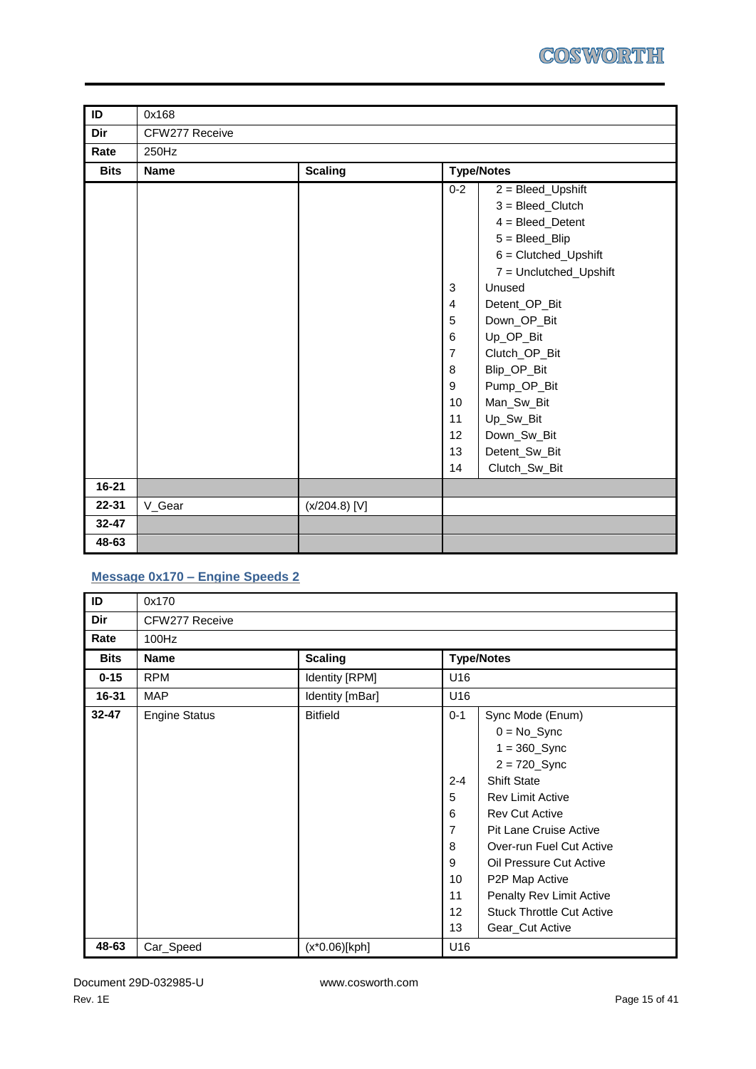| ID | 0x168 | | |
|---|---|---|---|
| Dir | CFW277 Receive | | |
| Rate | 250Hz | | |
| **Bits** | **Name** | **Scaling** | **Type/Notes** |
| | | | 0-2 2 = Bleed_Upshift<br>3 = Bleed_Clutch<br>4 = Bleed_Detent<br>5 = Bleed_Blip<br>6 = Clutched_Upshift<br>7 = Unclutched_Upshift<br>3 Unused<br>4 Detent_OP_Bit<br>5 Down_OP_Bit<br>6 Up_OP_Bit<br>7 Clutch_OP_Bit<br>8 Blip_OP_Bit<br>9 Pump_OP_Bit<br>10 Man_Sw_Bit<br>11 Up_Sw_Bit<br>12 Down_Sw_Bit<br>13 Detent_Sw_Bit<br>14 Clutch_Sw_Bit |
| 16-21 | | | |
| 22-31 | V_Gear | (x/204.8) [V] | |
| 32-47 | | | |
| 48-63 | | | |

## Message 0x170 – Engine Speeds 2

| ID | 0x170 | | |
|---|---|---|---|
| Dir | CFW277 Receive | | |
| Rate | 100Hz | | |
| **Bits** | **Name** | **Scaling** | **Type/Notes** |
| 0-15 | RPM | Identity [RPM] | U16 |
| 16-31 | MAP | Identity [mBar] | U16 |
| 32-47 | Engine Status | Bitfield | 0-1 Sync Mode (Enum)<br>0 = No_Sync<br>1 = 360_Sync<br>2 = 720_Sync<br>2-4 Shift State<br>5 Rev Limit Active<br>6 Rev Cut Active<br>7 Pit Lane Cruise Active<br>8 Over-run Fuel Cut Active<br>9 Oil Pressure Cut Active<br>10 P2P Map Active<br>11 Penalty Rev Limit Active<br>12 Stuck Throttle Cut Active<br>13 Gear_Cut Active |
| 48-63 | Car_Speed | (x*0.06)[kph] | U16 |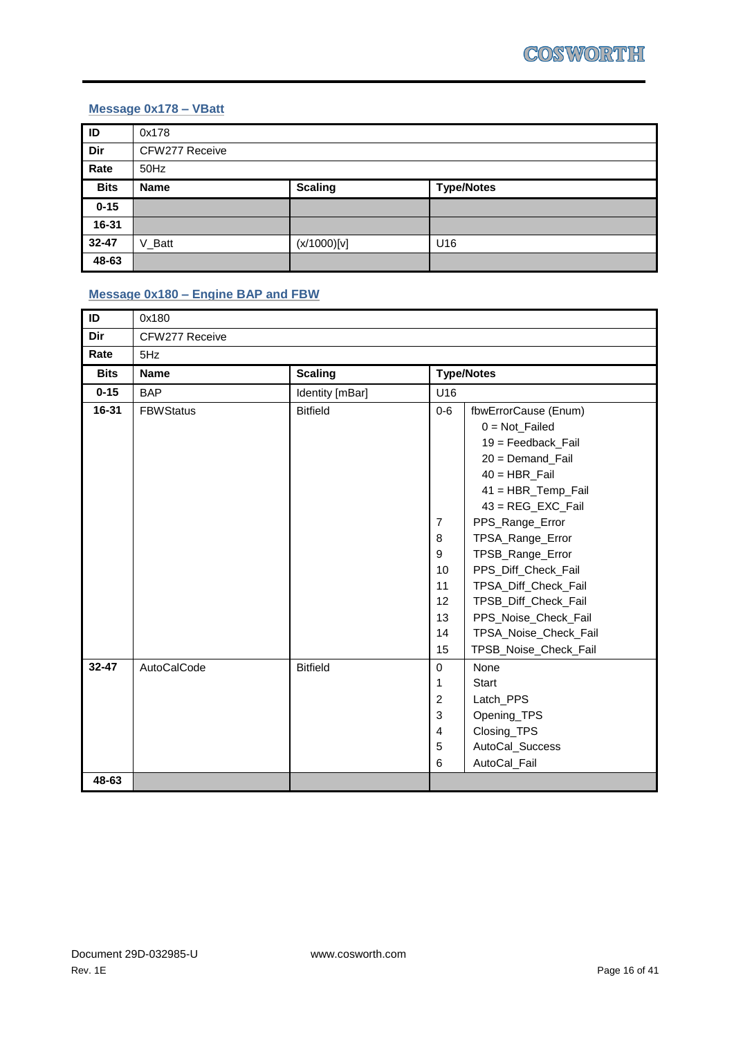## Message 0x178 – VBatt

| ID | 0x178 | | |
|---|---|---|---|
| Dir | CFW277 Receive | | |
| Rate | 50Hz | | |
| **Bits** | **Name** | **Scaling** | **Type/Notes** |
| 0-15 | | | |
| 16-31 | | | |
| 32-47 | V_Batt | (x/1000)[v] | U16 |
| 48-63 | | | |

## Message 0x180 – Engine BAP and FBW

| ID | 0x180 | | | |
|---|---|---|---|---|
| Dir | CFW277 Receive | | | |
| Rate | 5Hz | | | |
| **Bits** | **Name** | **Scaling** | **Type/Notes** | |
| 0-15 | BAP | Identity [mBar] | U16 | |
| 16-31 | FBWStatus | Bitfield | 0-6 | fbwErrorCause (Enum)<br>0 = Not_Failed<br>19 = Feedback_Fail<br>20 = Demand_Fail<br>40 = HBR_Fail<br>41 = HBR_Temp_Fail<br>43 = REG_EXC_Fail |
| | | | 7 | PPS_Range_Error |
| | | | 8 | TPSA_Range_Error |
| | | | 9 | TPSB_Range_Error |
| | | | 10 | PPS_Diff_Check_Fail |
| | | | 11 | TPSA_Diff_Check_Fail |
| | | | 12 | TPSB_Diff_Check_Fail |
| | | | 13 | PPS_Noise_Check_Fail |
| | | | 14 | TPSA_Noise_Check_Fail |
| | | | 15 | TPSB_Noise_Check_Fail |
| 32-47 | AutoCalCode | Bitfield | 0 | None |
| | | | 1 | Start |
| | | | 2 | Latch_PPS |
| | | | 3 | Opening_TPS |
| | | | 4 | Closing_TPS |
| | | | 5 | AutoCal_Success |
| | | | 6 | AutoCal_Fail |
| 48-63 | | | | |

Document 29D-032985-U
Rev. 1E

www.cosworth.com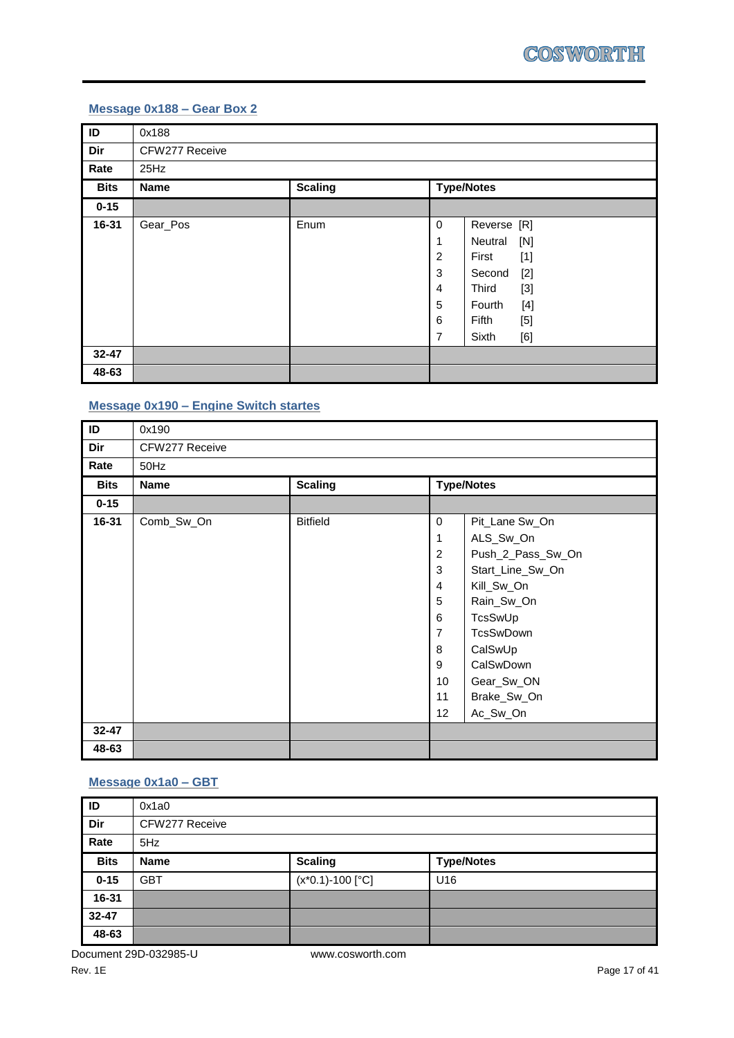### Message 0x188 – Gear Box 2

| ID | 0x188 | | |
|---|---|---|---|
| **Dir** | CFW277 Receive | | |
| **Rate** | 25Hz | | |
| **Bits** | **Name** | **Scaling** | **Type/Notes** |
| **0-15** | | | |
| **16-31** | Gear_Pos | Enum | 0 Reverse [R]<br>1 Neutral [N]<br>2 First [1]<br>3 Second [2]<br>4 Third [3]<br>5 Fourth [4]<br>6 Fifth [5]<br>7 Sixth [6] |
| **32-47** | | | |
| **48-63** | | | |

### Message 0x190 – Engine Switch startes

| ID | 0x190 | | |
|---|---|---|---|
| **Dir** | CFW277 Receive | | |
| **Rate** | 50Hz | | |
| **Bits** | **Name** | **Scaling** | **Type/Notes** |
| **0-15** | | | |
| **16-31** | Comb_Sw_On | Bitfield | 0 Pit_Lane Sw_On<br>1 ALS_Sw_On<br>2 Push_2_Pass_Sw_On<br>3 Start_Line_Sw_On<br>4 Kill_Sw_On<br>5 Rain_Sw_On<br>6 TcsSwUp<br>7 TcsSwDown<br>8 CalSwUp<br>9 CalSwDown<br>10 Gear_Sw_ON<br>11 Brake_Sw_On<br>12 Ac_Sw_On |
| **32-47** | | | |
| **48-63** | | | |

### Message 0x1a0 – GBT

| ID | 0x1a0 | | |
|---|---|---|---|
| **Dir** | CFW277 Receive | | |
| **Rate** | 5Hz | | |
| **Bits** | **Name** | **Scaling** | **Type/Notes** |
| **0-15** | GBT | (x*0.1)-100 [°C] | U16 |
| **16-31** | | | |
| **32-47** | | | |
| **48-63** | | | |

Document 29D-032985-U
Rev. 1E
www.cosworth.com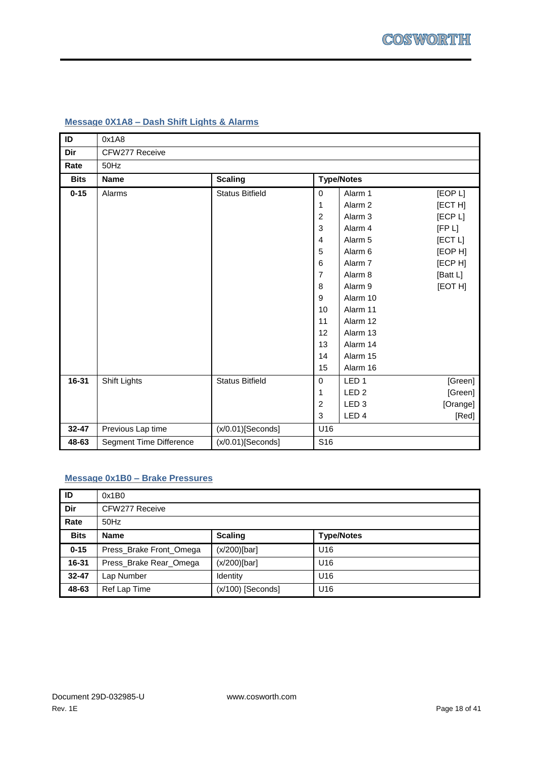### Message 0X1A8 – Dash Shift Lights & Alarms

| ID | 0x1A8 | | | | |
|---|---|---|---|---|---|
| **Dir** | CFW277 Receive | | | | |
| **Rate** | 50Hz | | | | |
| **Bits** | **Name** | **Scaling** | **Type/Notes** | | |
| **0-15** | Alarms | Status Bitfield | 0 | Alarm 1 | [EOP L] |
| | | | 1 | Alarm 2 | [ECT H] |
| | | | 2 | Alarm 3 | [ECP L] |
| | | | 3 | Alarm 4 | [FP L] |
| | | | 4 | Alarm 5 | [ECT L] |
| | | | 5 | Alarm 6 | [EOP H] |
| | | | 6 | Alarm 7 | [ECP H] |
| | | | 7 | Alarm 8 | [Batt L] |
| | | | 8 | Alarm 9 | [EOT H] |
| | | | 9 | Alarm 10 | |
| | | | 10 | Alarm 11 | |
| | | | 11 | Alarm 12 | |
| | | | 12 | Alarm 13 | |
| | | | 13 | Alarm 14 | |
| | | | 14 | Alarm 15 | |
| | | | 15 | Alarm 16 | |
| **16-31** | Shift Lights | Status Bitfield | 0 | LED 1 | [Green] |
| | | | 1 | LED 2 | [Green] |
| | | | 2 | LED 3 | [Orange] |
| | | | 3 | LED 4 | [Red] |
| **32-47** | Previous Lap time | (x/0.01)[Seconds] | U16 | | |
| **48-63** | Segment Time Difference | (x/0.01)[Seconds] | S16 | | |

### Message 0x1B0 – Brake Pressures

| ID | 0x1B0 | | |
|---|---|---|---|
| **Dir** | CFW277 Receive | | |
| **Rate** | 50Hz | | |
| **Bits** | **Name** | **Scaling** | **Type/Notes** |
| **0-15** | Press_Brake Front_Omega | (x/200)[bar] | U16 |
| **16-31** | Press_Brake Rear_Omega | (x/200)[bar] | U16 |
| **32-47** | Lap Number | Identity | U16 |
| **48-63** | Ref Lap Time | (x/100) [Seconds] | U16 |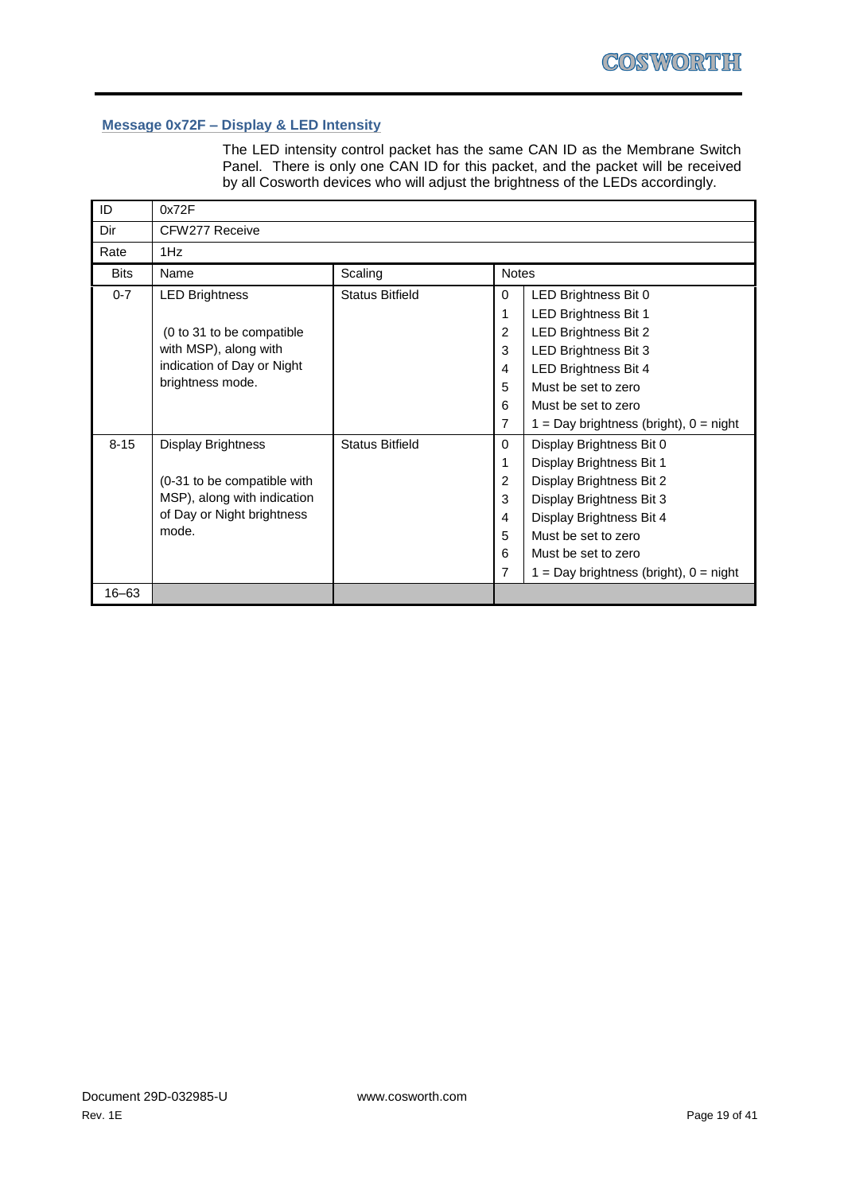### Message 0x72F – Display & LED Intensity

The LED intensity control packet has the same CAN ID as the Membrane Switch Panel. There is only one CAN ID for this packet, and the packet will be received by all Cosworth devices who will adjust the brightness of the LEDs accordingly.

| ID | 0x72F | | | |
|---|---|---|---|---|
| Dir | CFW277 Receive | | | |
| Rate | 1Hz | | | |
| **Bits** | **Name** | **Scaling** | **Notes** | |
| 0-7 | LED Brightness | Status Bitfield | 0 | LED Brightness Bit 0 |
| | | | 1 | LED Brightness Bit 1 |
| | (0 to 31 to be compatible with MSP), along with indication of Day or Night brightness mode. | | 2 | LED Brightness Bit 2 |
| | | | 3 | LED Brightness Bit 3 |
| | | | 4 | LED Brightness Bit 4 |
| | | | 5 | Must be set to zero |
| | | | 6 | Must be set to zero |
| | | | 7 | 1 = Day brightness (bright), 0 = night |
| 8-15 | Display Brightness | Status Bitfield | 0 | Display Brightness Bit 0 |
| | | | 1 | Display Brightness Bit 1 |
| | (0-31 to be compatible with MSP), along with indication of Day or Night brightness mode. | | 2 | Display Brightness Bit 2 |
| | | | 3 | Display Brightness Bit 3 |
| | | | 4 | Display Brightness Bit 4 |
| | | | 5 | Must be set to zero |
| | | | 6 | Must be set to zero |
| | | | 7 | 1 = Day brightness (bright), 0 = night |
| 16–63 | | | | |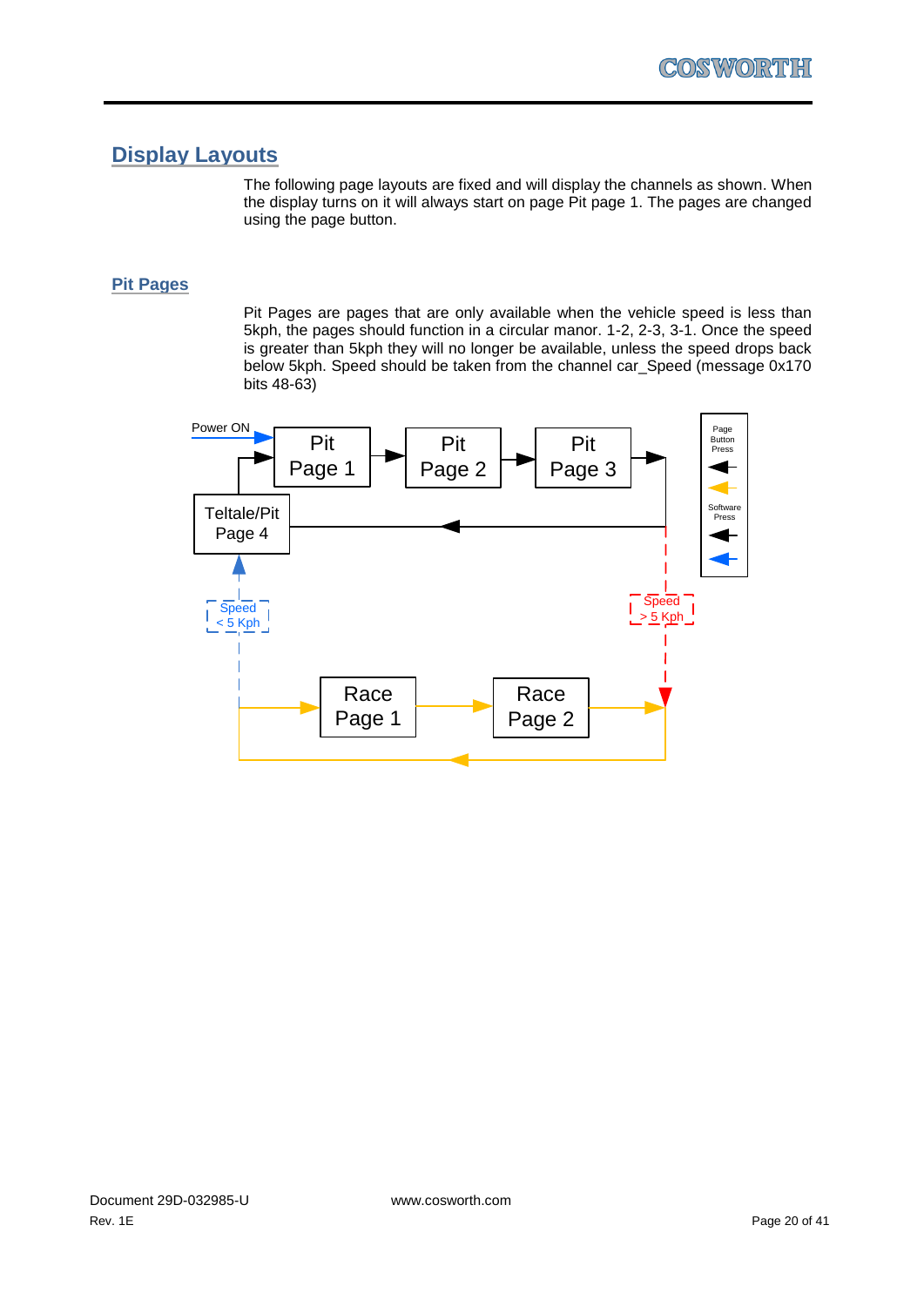## Display Layouts

The following page layouts are fixed and will display the channels as shown. When the display turns on it will always start on page Pit page 1. The pages are changed using the page button.

### Pit Pages

Pit Pages are pages that are only available when the vehicle speed is less than 5kph, the pages should function in a circular manor. 1-2, 2-3, 3-1. Once the speed is greater than 5kph they will no longer be available, unless the speed drops back below 5kph. Speed should be taken from the channel car_Speed (message 0x170 bits 48-63)

Power ON

Pit Page 1

Pit Page 2

Pit Page 3

Teltale/Pit Page 4

Page Button Press

Software Press

Speed < 5 Kph

Speed > 5 Kph

Race Page 1

Race Page 2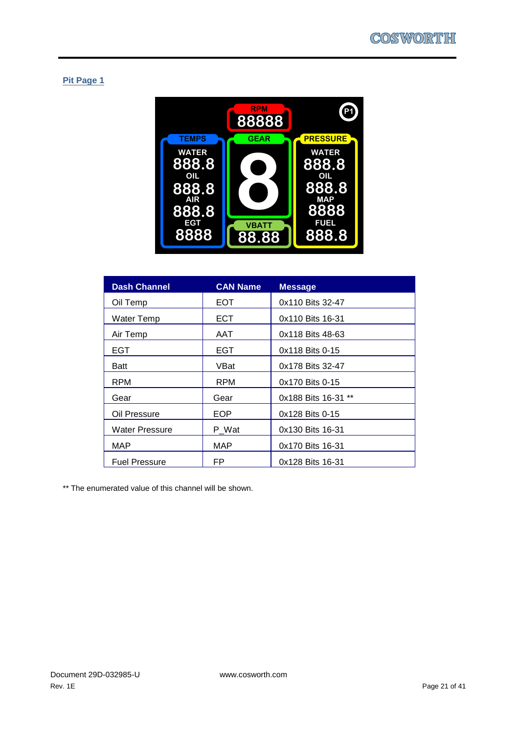## Pit Page 1

| Dash Channel | CAN Name | Message |
| --- | --- | --- |
| Oil Temp | EOT | 0x110 Bits 32-47 |
| Water Temp | ECT | 0x110 Bits 16-31 |
| Air Temp | AAT | 0x118 Bits 48-63 |
| EGT | EGT | 0x118 Bits 0-15 |
| Batt | VBat | 0x178 Bits 32-47 |
| RPM | RPM | 0x170 Bits 0-15 |
| Gear | Gear | 0x188 Bits 16-31 ** |
| Oil Pressure | EOP | 0x128 Bits 0-15 |
| Water Pressure | P_Wat | 0x130 Bits 16-31 |
| MAP | MAP | 0x170 Bits 16-31 |
| Fuel Pressure | FP | 0x128 Bits 16-31 |

** The enumerated value of this channel will be shown.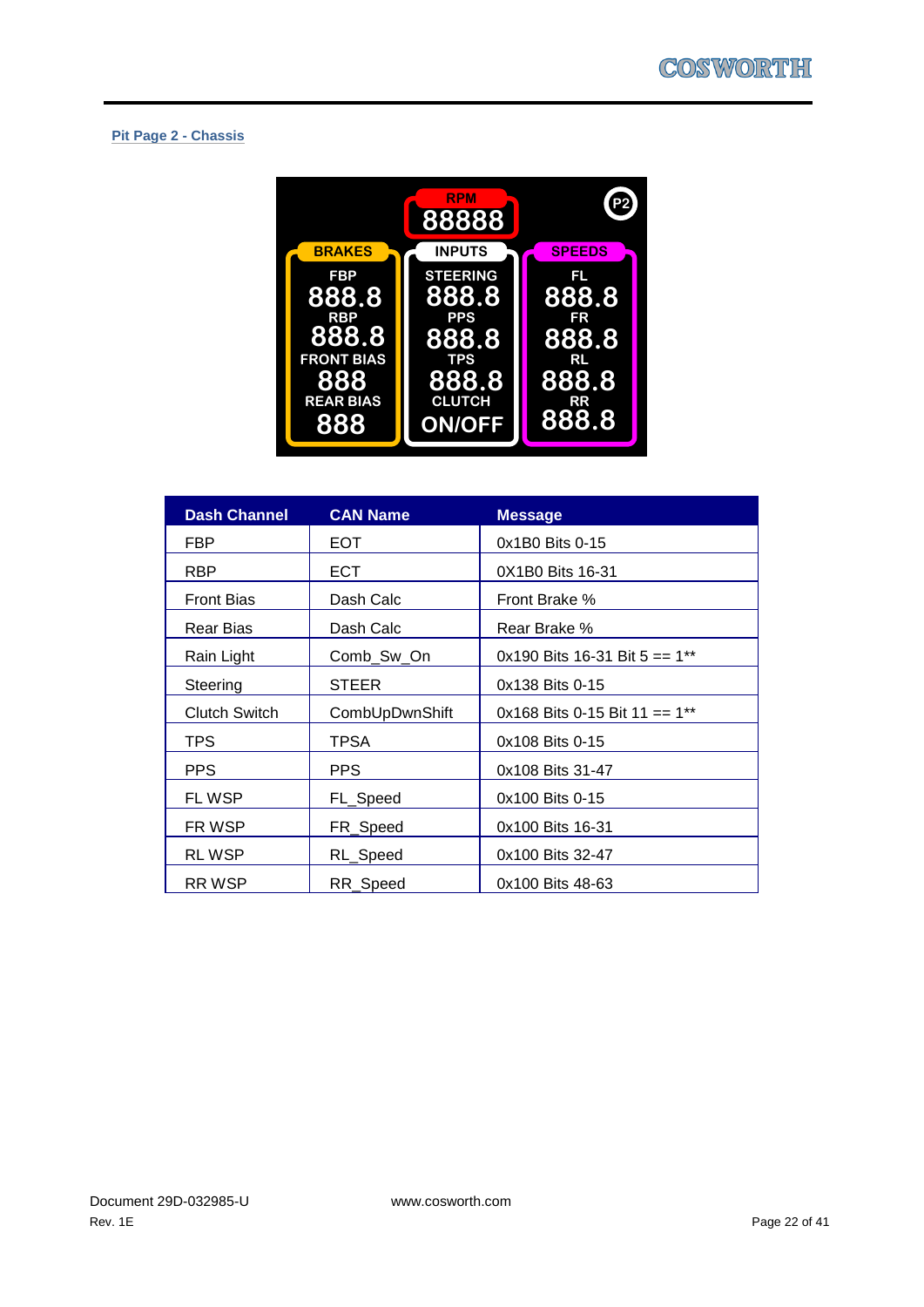## Pit Page 2 - Chassis

| Dash Channel | CAN Name | Message |
|---|---|---|
| FBP | EOT | 0x1B0 Bits 0-15 |
| RBP | ECT | 0X1B0 Bits 16-31 |
| Front Bias | Dash Calc | Front Brake % |
| Rear Bias | Dash Calc | Rear Brake % |
| Rain Light | Comb_Sw_On | 0x190 Bits 16-31 Bit 5 == 1** |
| Steering | STEER | 0x138 Bits 0-15 |
| Clutch Switch | CombUpDwnShift | 0x168 Bits 0-15 Bit 11 == 1** |
| TPS | TPSA | 0x108 Bits 0-15 |
| PPS | PPS | 0x108 Bits 31-47 |
| FL WSP | FL_Speed | 0x100 Bits 0-15 |
| FR WSP | FR_Speed | 0x100 Bits 16-31 |
| RL WSP | RL_Speed | 0x100 Bits 32-47 |
| RR WSP | RR_Speed | 0x100 Bits 48-63 |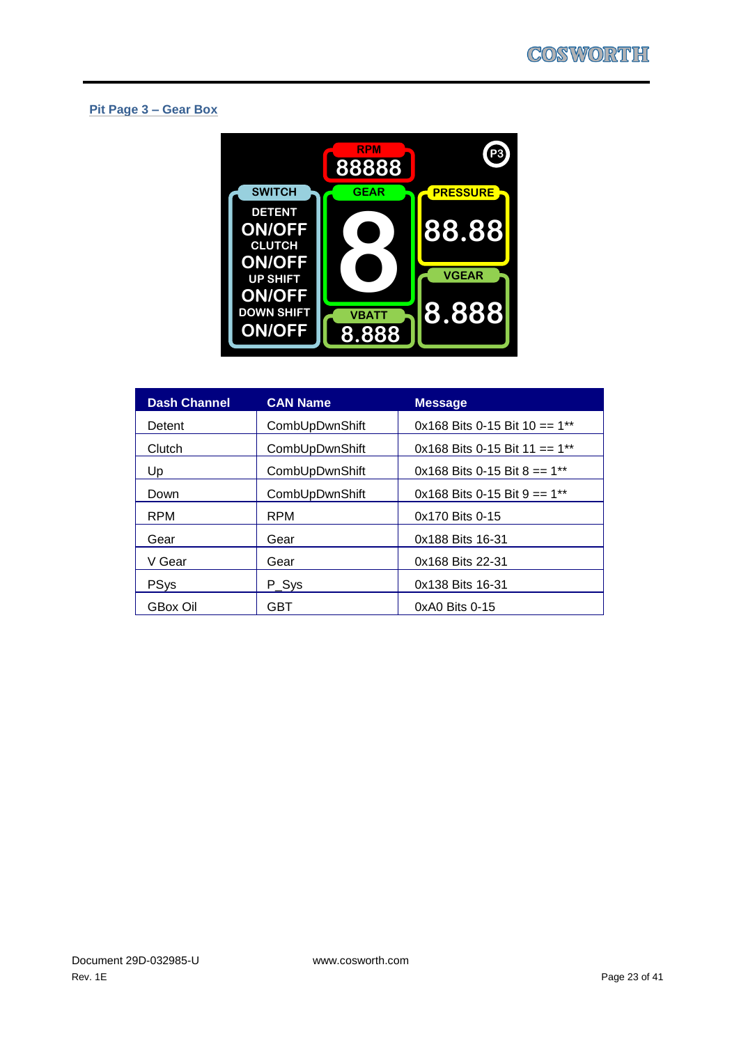## Pit Page 3 – Gear Box

| Dash Channel | CAN Name | Message |
|---|---|---|
| Detent | CombUpDwnShift | 0x168 Bits 0-15 Bit 10 == 1** |
| Clutch | CombUpDwnShift | 0x168 Bits 0-15 Bit 11 == 1** |
| Up | CombUpDwnShift | 0x168 Bits 0-15 Bit 8 == 1** |
| Down | CombUpDwnShift | 0x168 Bits 0-15 Bit 9 == 1** |
| RPM | RPM | 0x170 Bits 0-15 |
| Gear | Gear | 0x188 Bits 16-31 |
| V Gear | Gear | 0x168 Bits 22-31 |
| PSys | P_Sys | 0x138 Bits 16-31 |
| GBox Oil | GBT | 0xA0 Bits 0-15 |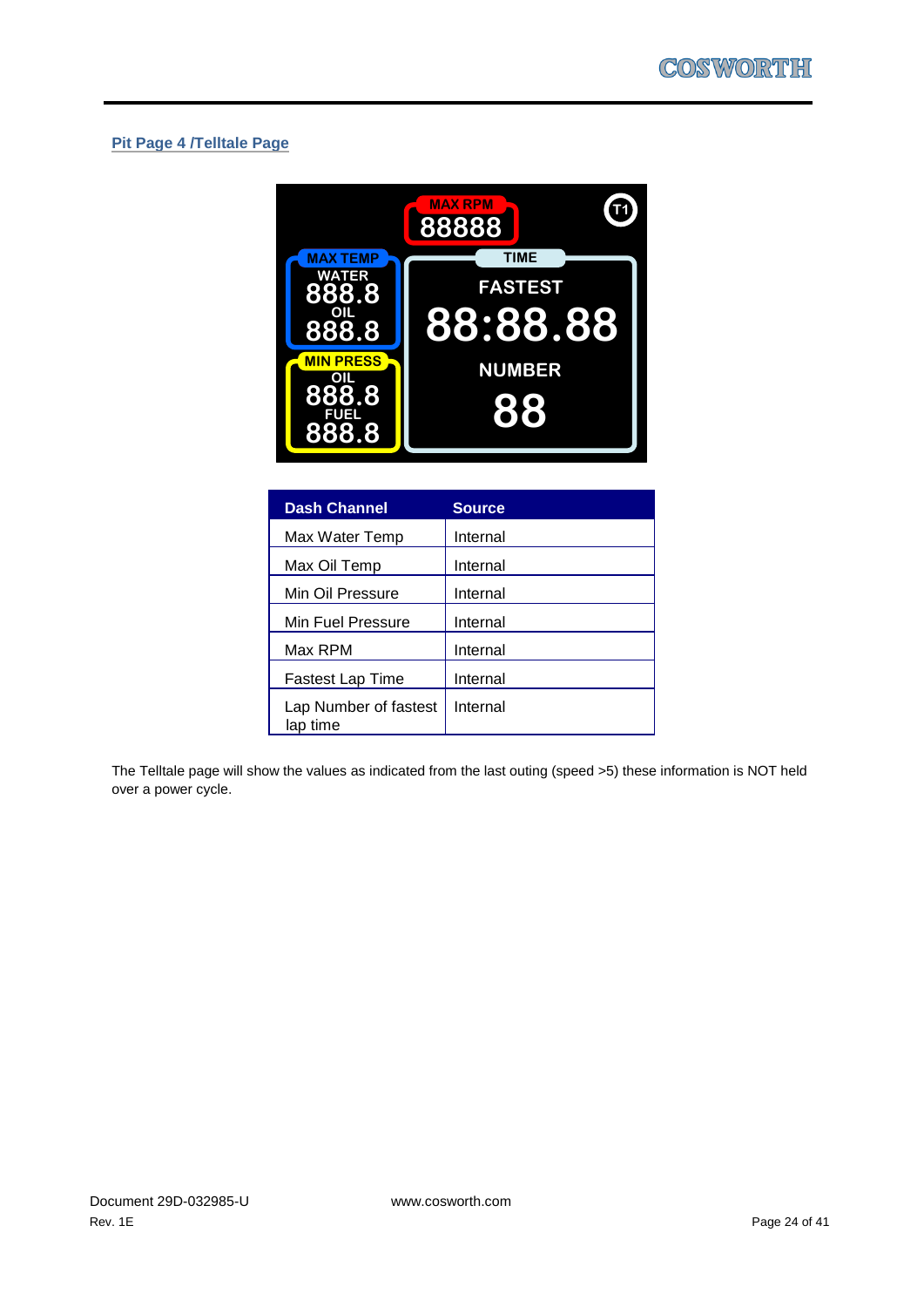## Pit Page 4 /Telltale Page

| Dash Channel | Source |
|---|---|
| Max Water Temp | Internal |
| Max Oil Temp | Internal |
| Min Oil Pressure | Internal |
| Min Fuel Pressure | Internal |
| Max RPM | Internal |
| Fastest Lap Time | Internal |
| Lap Number of fastest lap time | Internal |

The Telltale page will show the values as indicated from the last outing (speed >5) these information is NOT held over a power cycle.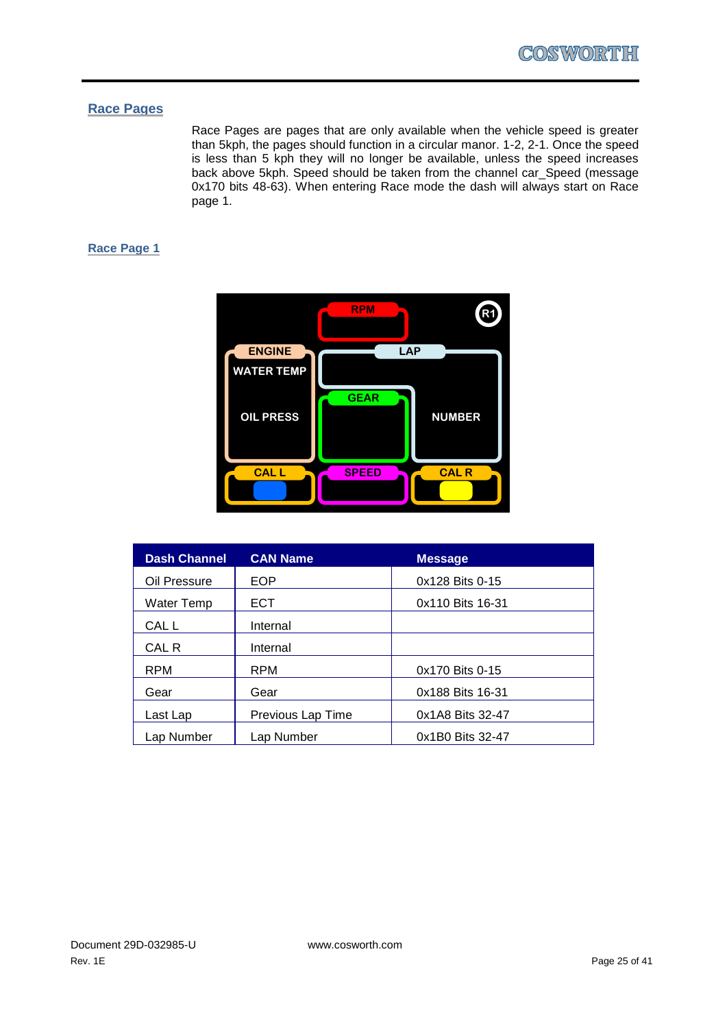## Race Pages

Race Pages are pages that are only available when the vehicle speed is greater than 5kph, the pages should function in a circular manor. 1-2, 2-1. Once the speed is less than 5 kph they will no longer be available, unless the speed increases back above 5kph. Speed should be taken from the channel car_Speed (message 0x170 bits 48-63). When entering Race mode the dash will always start on Race page 1.

## Race Page 1

| Dash Channel | CAN Name | Message |
|---|---|---|
| Oil Pressure | EOP | 0x128 Bits 0-15 |
| Water Temp | ECT | 0x110 Bits 16-31 |
| CAL L | Internal | |
| CAL R | Internal | |
| RPM | RPM | 0x170 Bits 0-15 |
| Gear | Gear | 0x188 Bits 16-31 |
| Last Lap | Previous Lap Time | 0x1A8 Bits 32-47 |
| Lap Number | Lap Number | 0x1B0 Bits 32-47 |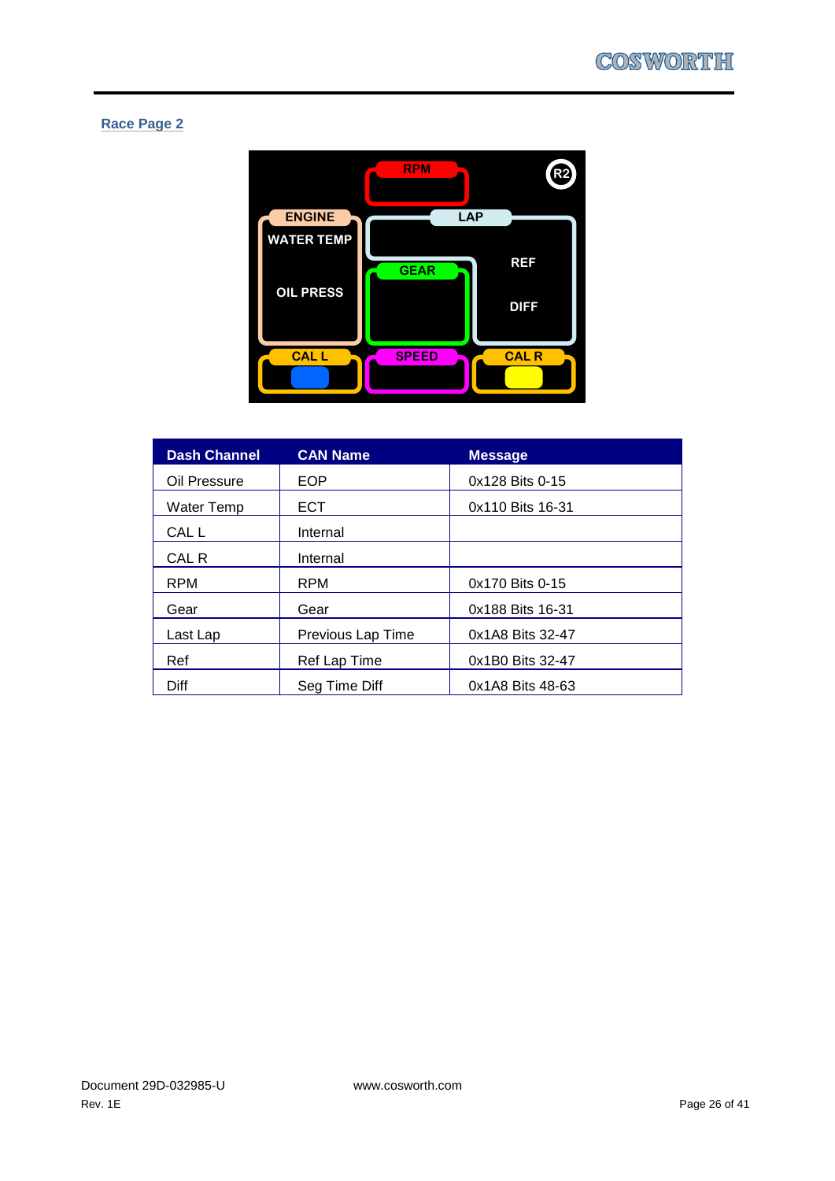## Race Page 2

| Dash Channel | CAN Name | Message |
|---|---|---|
| Oil Pressure | EOP | 0x128 Bits 0-15 |
| Water Temp | ECT | 0x110 Bits 16-31 |
| CAL L | Internal | |
| CAL R | Internal | |
| RPM | RPM | 0x170 Bits 0-15 |
| Gear | Gear | 0x188 Bits 16-31 |
| Last Lap | Previous Lap Time | 0x1A8 Bits 32-47 |
| Ref | Ref Lap Time | 0x1B0 Bits 32-47 |
| Diff | Seg Time Diff | 0x1A8 Bits 48-63 |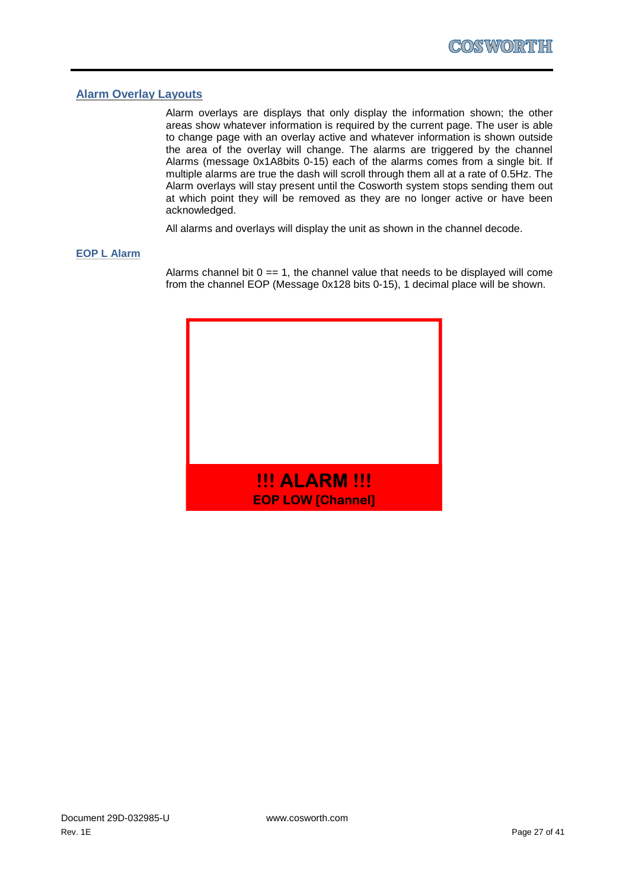## Alarm Overlay Layouts

Alarm overlays are displays that only display the information shown; the other areas show whatever information is required by the current page. The user is able to change page with an overlay active and whatever information is shown outside the area of the overlay will change. The alarms are triggered by the channel Alarms (message 0x1A8bits 0-15) each of the alarms comes from a single bit. If multiple alarms are true the dash will scroll through them all at a rate of 0.5Hz. The Alarm overlays will stay present until the Cosworth system stops sending them out at which point they will be removed as they are no longer active or have been acknowledged.

All alarms and overlays will display the unit as shown in the channel decode.

### EOP L Alarm

Alarms channel bit 0 == 1, the channel value that needs to be displayed will come from the channel EOP (Message 0x128 bits 0-15), 1 decimal place will be shown.

**!!! ALARM !!!**

**EOP LOW [Channel]**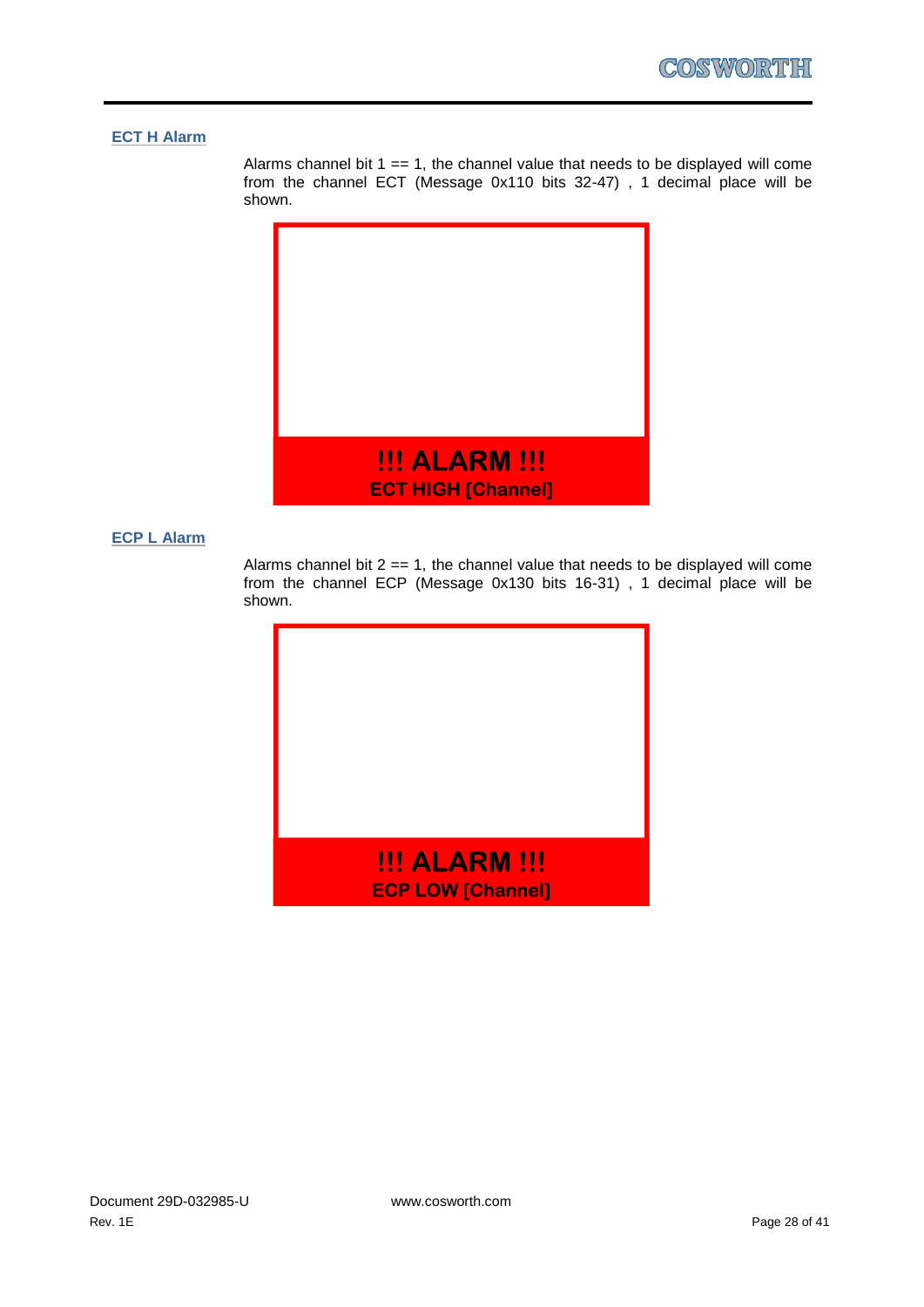### ECT H Alarm

Alarms channel bit 1 == 1, the channel value that needs to be displayed will come from the channel ECT (Message 0x110 bits 32-47) , 1 decimal place will be shown.

**!!! ALARM !!!**

**ECT HIGH [Channel]**

### ECP L Alarm

Alarms channel bit 2 == 1, the channel value that needs to be displayed will come from the channel ECP (Message 0x130 bits 16-31) , 1 decimal place will be shown.

**!!! ALARM !!!**

**ECP LOW [Channel]**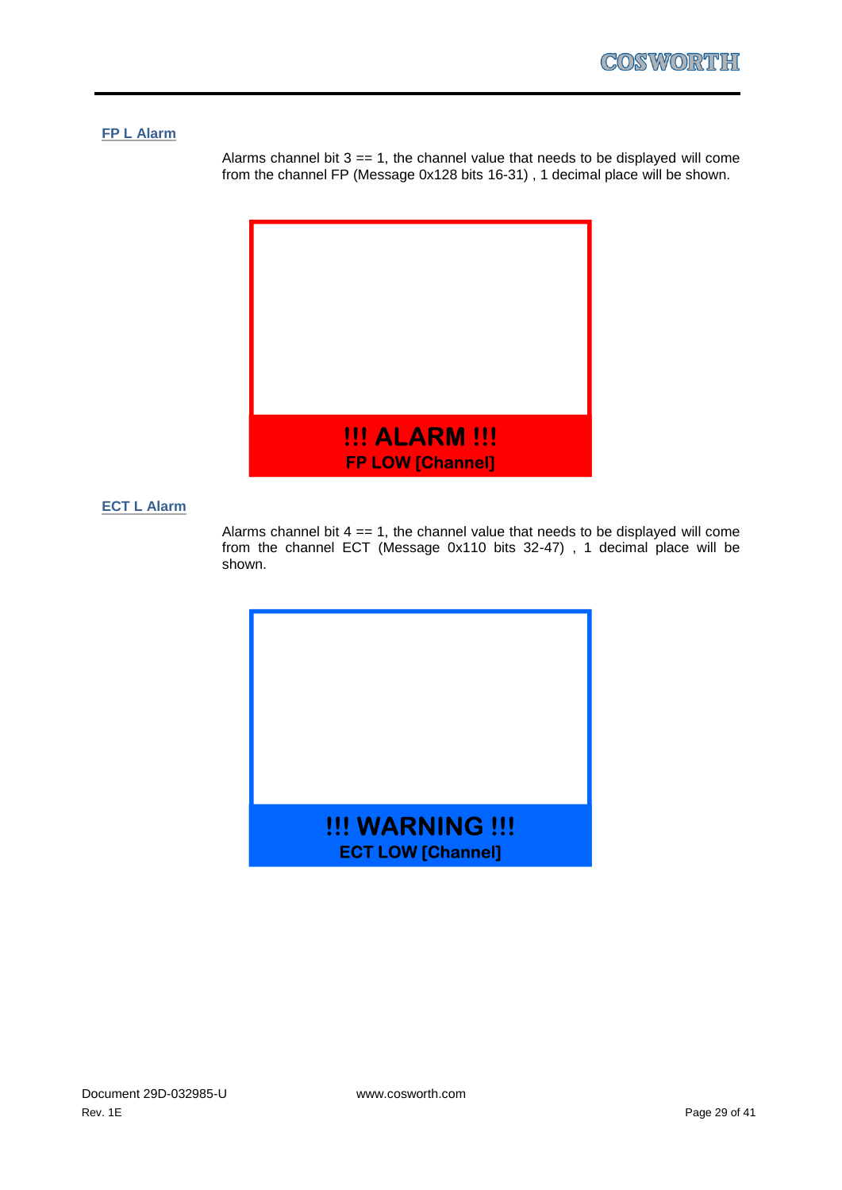### FP L Alarm

Alarms channel bit 3 == 1, the channel value that needs to be displayed will come from the channel FP (Message 0x128 bits 16-31) , 1 decimal place will be shown.

**!!! ALARM !!!**

**FP LOW [Channel]**

### ECT L Alarm

Alarms channel bit 4 == 1, the channel value that needs to be displayed will come from the channel ECT (Message 0x110 bits 32-47) , 1 decimal place will be shown.

**!!! WARNING !!!**

**ECT LOW [Channel]**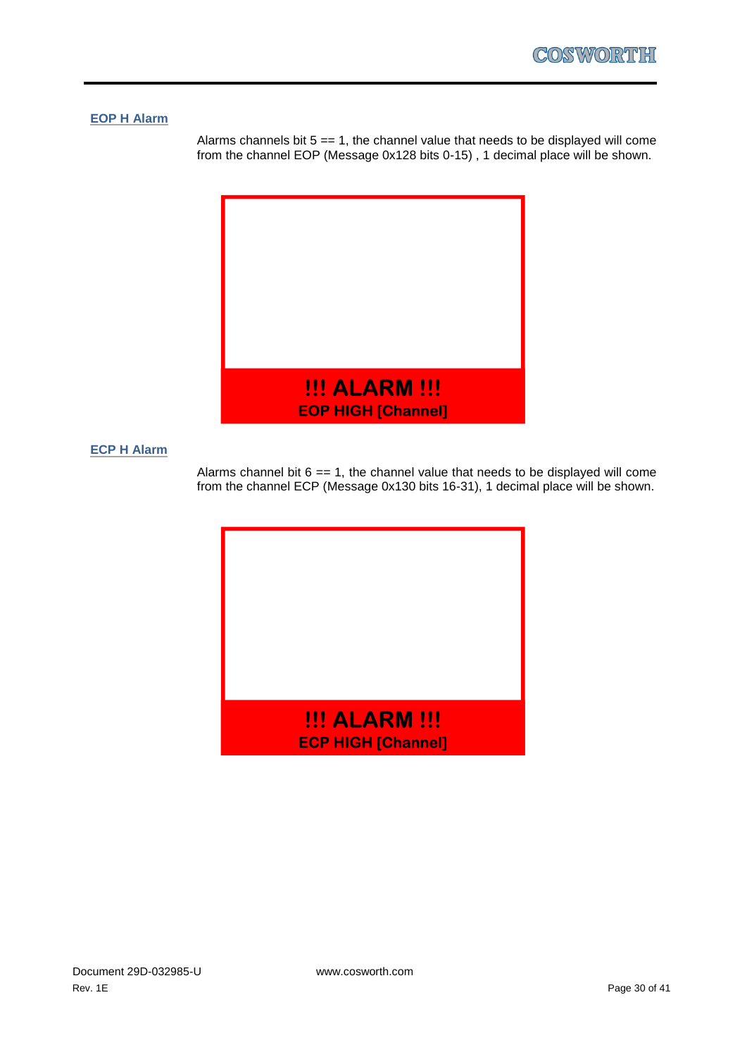### EOP H Alarm

Alarms channels bit 5 == 1, the channel value that needs to be displayed will come from the channel EOP (Message 0x128 bits 0-15) , 1 decimal place will be shown.

!!! ALARM !!!

EOP HIGH [Channel]

### ECP H Alarm

Alarms channel bit 6 == 1, the channel value that needs to be displayed will come from the channel ECP (Message 0x130 bits 16-31), 1 decimal place will be shown.

!!! ALARM !!!

ECP HIGH [Channel]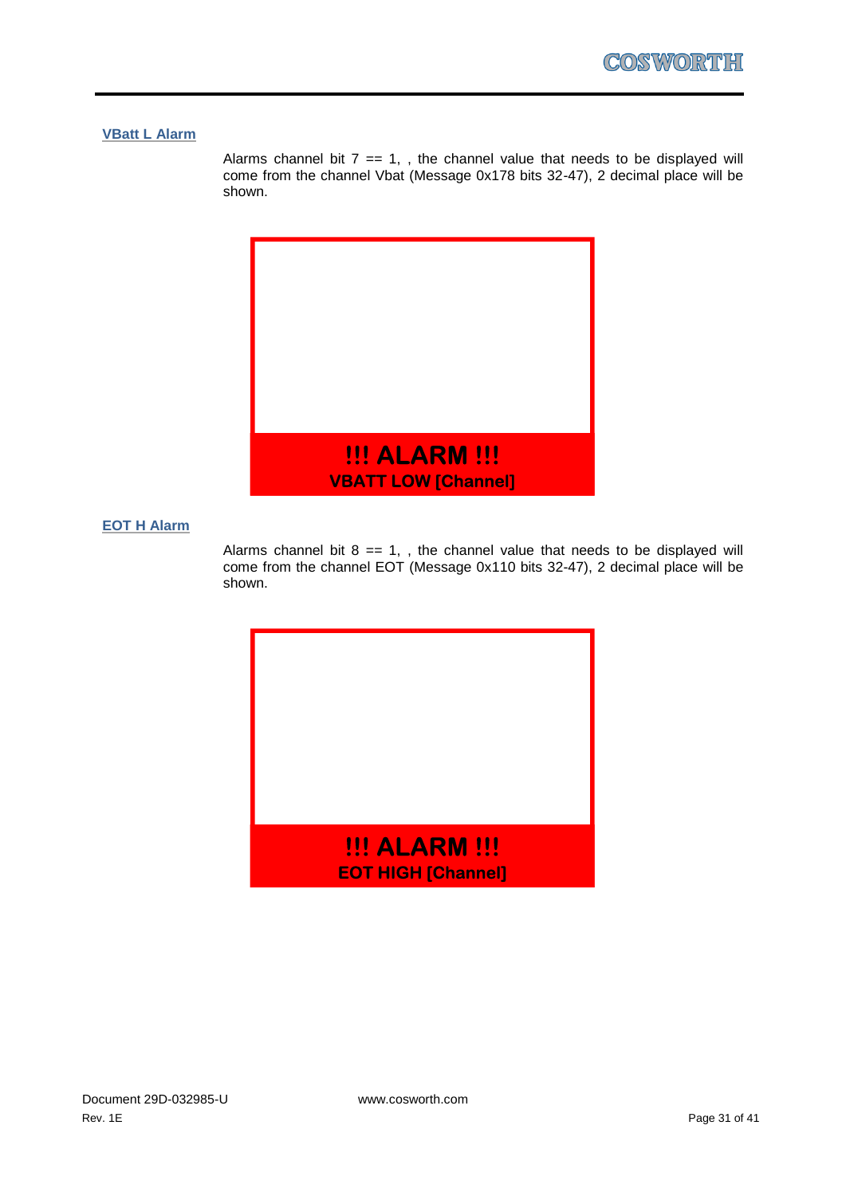## VBatt L Alarm

Alarms channel bit 7 == 1, , the channel value that needs to be displayed will come from the channel Vbat (Message 0x178 bits 32-47), 2 decimal place will be shown.

**!!! ALARM !!!**

**VBATT LOW [Channel]**

## EOT H Alarm

Alarms channel bit 8 == 1, , the channel value that needs to be displayed will come from the channel EOT (Message 0x110 bits 32-47), 2 decimal place will be shown.

**!!! ALARM !!!**

**EOT HIGH [Channel]**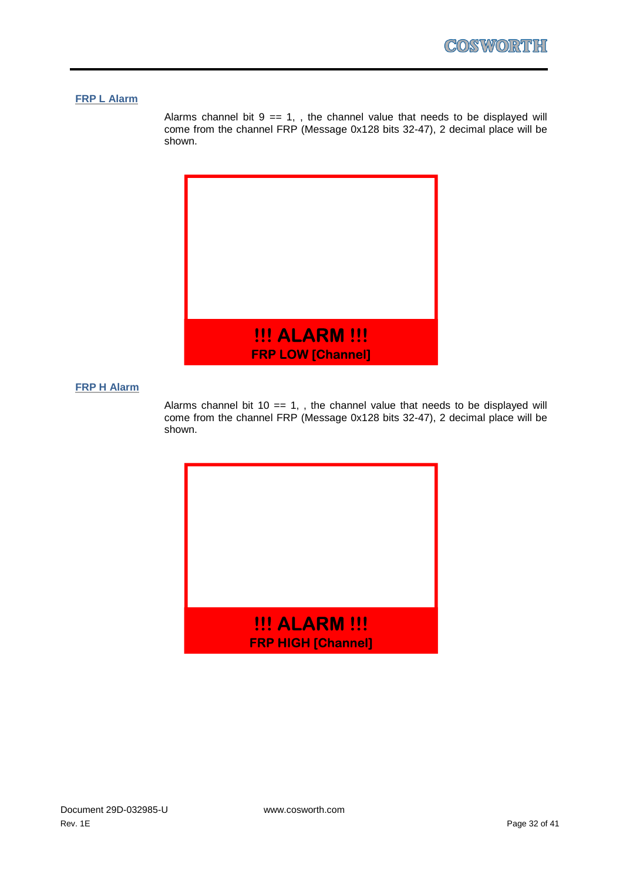## FRP L Alarm

Alarms channel bit 9 == 1, , the channel value that needs to be displayed will come from the channel FRP (Message 0x128 bits 32-47), 2 decimal place will be shown.

**!!! ALARM !!!**

**FRP LOW [Channel]**

## FRP H Alarm

Alarms channel bit 10 == 1, , the channel value that needs to be displayed will come from the channel FRP (Message 0x128 bits 32-47), 2 decimal place will be shown.

**!!! ALARM !!!**

**FRP HIGH [Channel]**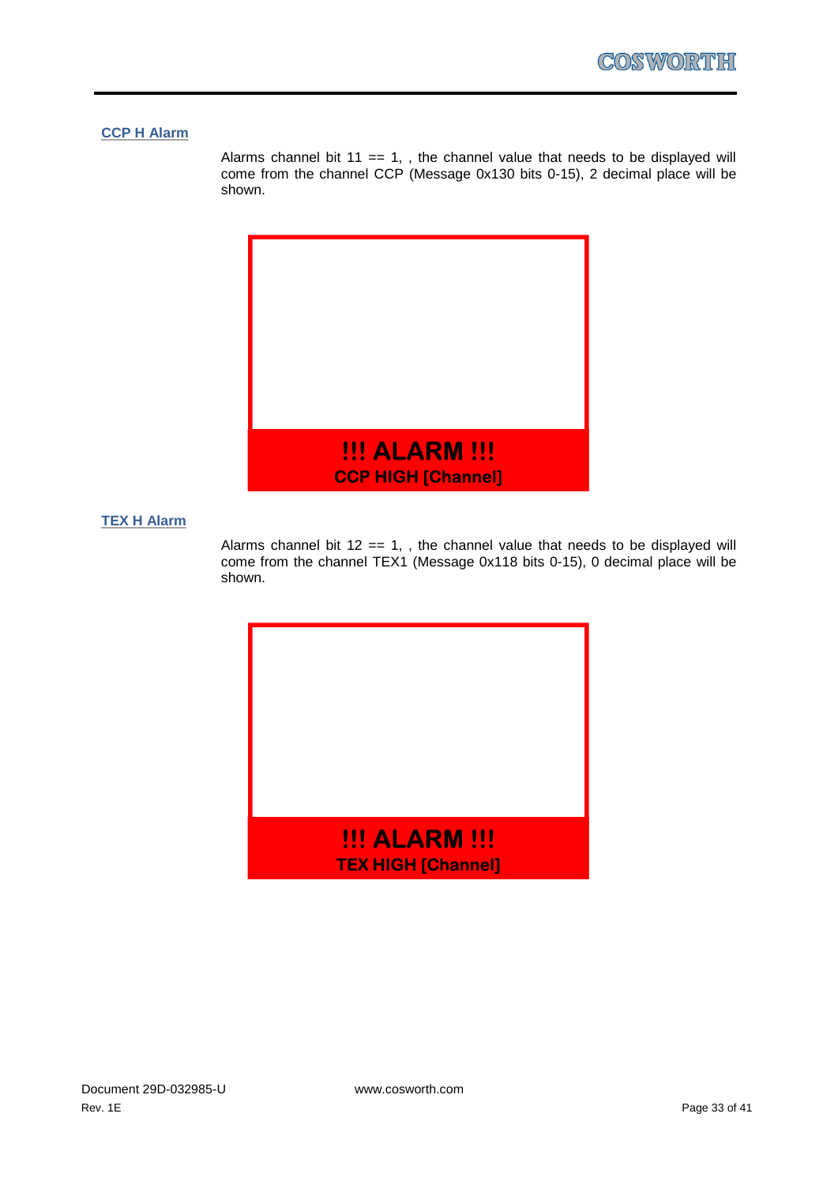### CCP H Alarm

Alarms channel bit 11 == 1, , the channel value that needs to be displayed will come from the channel CCP (Message 0x130 bits 0-15), 2 decimal place will be shown.

**!!! ALARM !!!**

**CCP HIGH [Channel]**

### TEX H Alarm

Alarms channel bit 12 == 1, , the channel value that needs to be displayed will come from the channel TEX1 (Message 0x118 bits 0-15), 0 decimal place will be shown.

**!!! ALARM !!!**

**TEX HIGH [Channel]**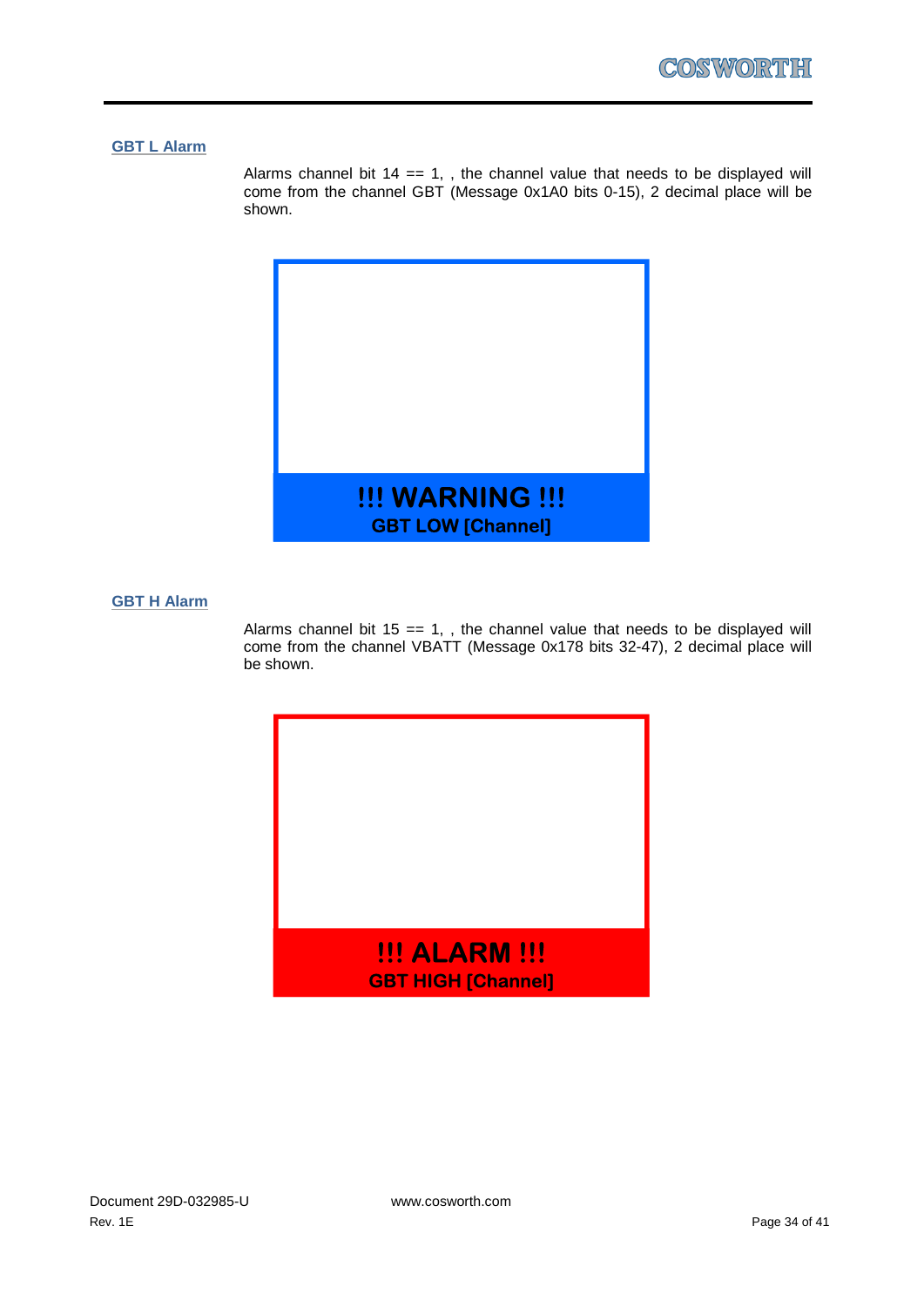## GBT L Alarm

Alarms channel bit 14 == 1, , the channel value that needs to be displayed will come from the channel GBT (Message 0x1A0 bits 0-15), 2 decimal place will be shown.

**!!! WARNING !!!**

**GBT LOW [Channel]**

## GBT H Alarm

Alarms channel bit 15 == 1, , the channel value that needs to be displayed will come from the channel VBATT (Message 0x178 bits 32-47), 2 decimal place will be shown.

**!!! ALARM !!!**

**GBT HIGH [Channel]**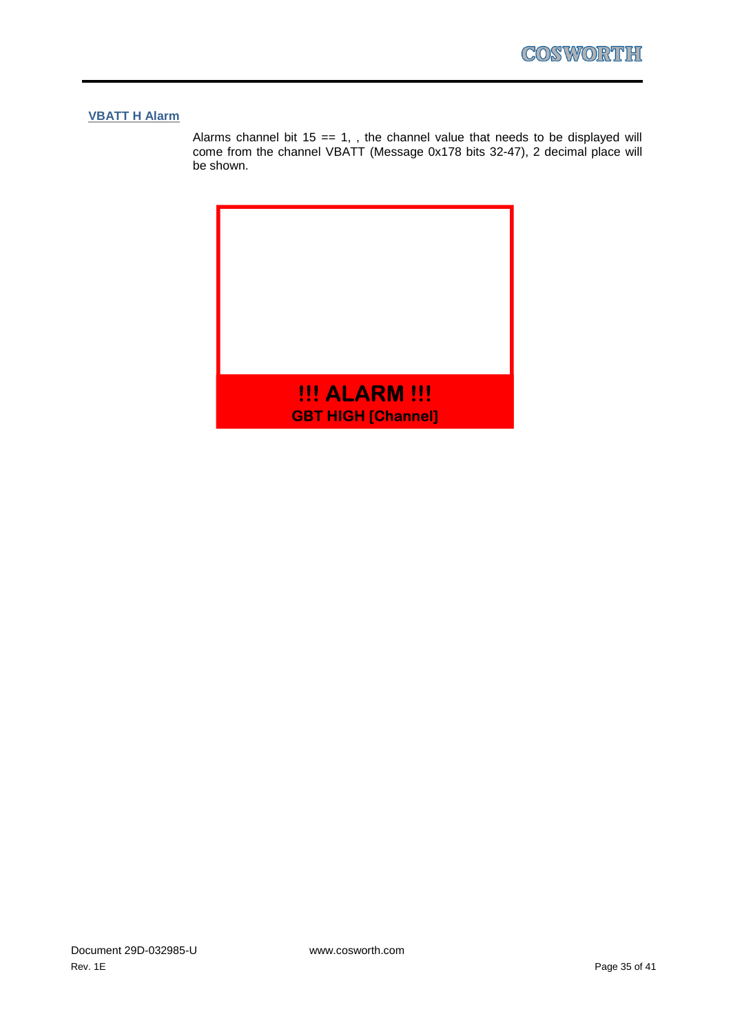## VBATT H Alarm

Alarms channel bit 15 == 1, , the channel value that needs to be displayed will come from the channel VBATT (Message 0x178 bits 32-47), 2 decimal place will be shown.

**!!! ALARM !!!**

**GBT HIGH [Channel]**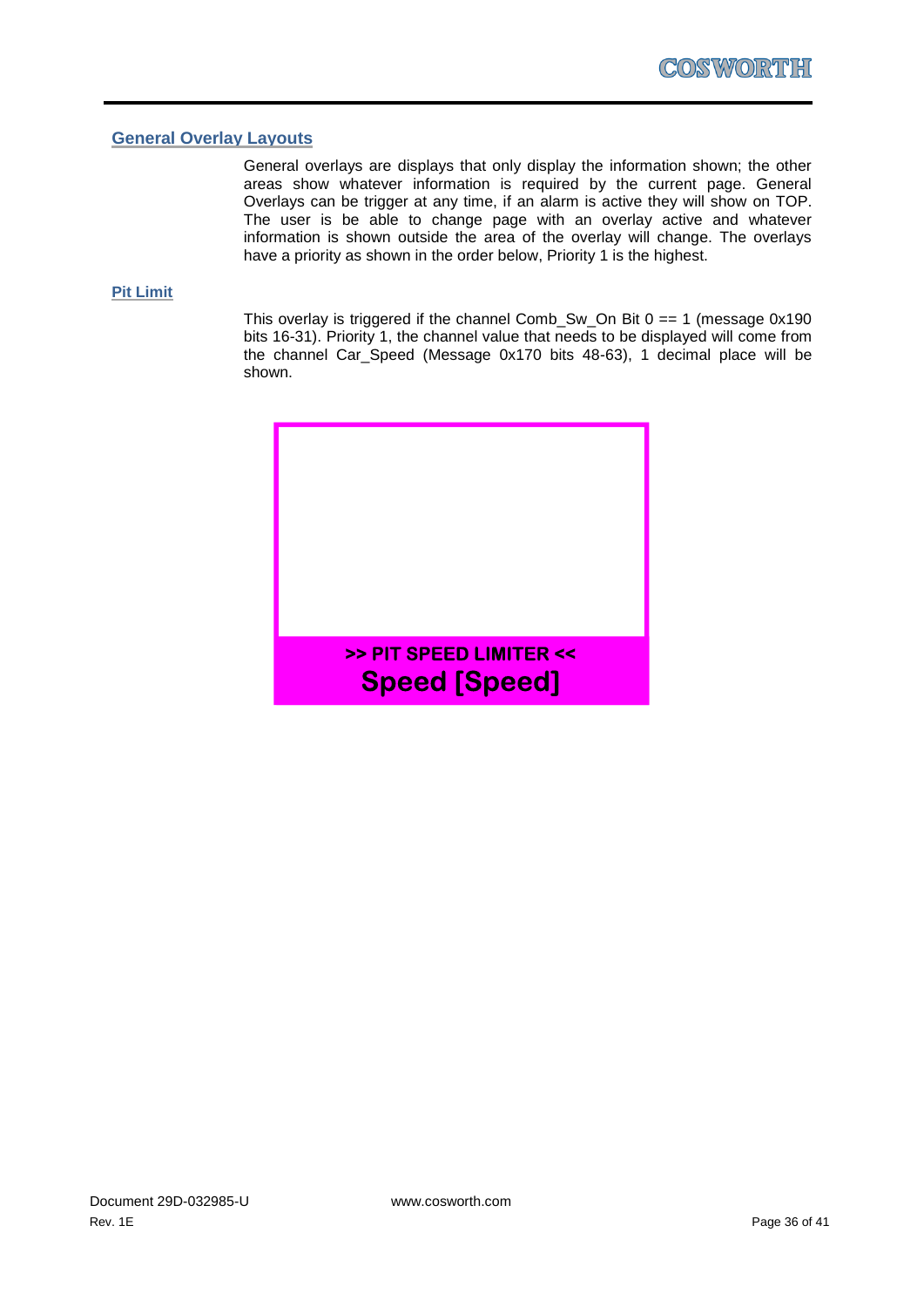## General Overlay Layouts

General overlays are displays that only display the information shown; the other areas show whatever information is required by the current page. General Overlays can be trigger at any time, if an alarm is active they will show on TOP. The user is be able to change page with an overlay active and whatever information is shown outside the area of the overlay will change. The overlays have a priority as shown in the order below, Priority 1 is the highest.

### Pit Limit

This overlay is triggered if the channel Comb_Sw_On Bit 0 == 1 (message 0x190 bits 16-31). Priority 1, the channel value that needs to be displayed will come from the channel Car_Speed (Message 0x170 bits 48-63), 1 decimal place will be shown.

**>> PIT SPEED LIMITER <<**

**Speed [Speed]**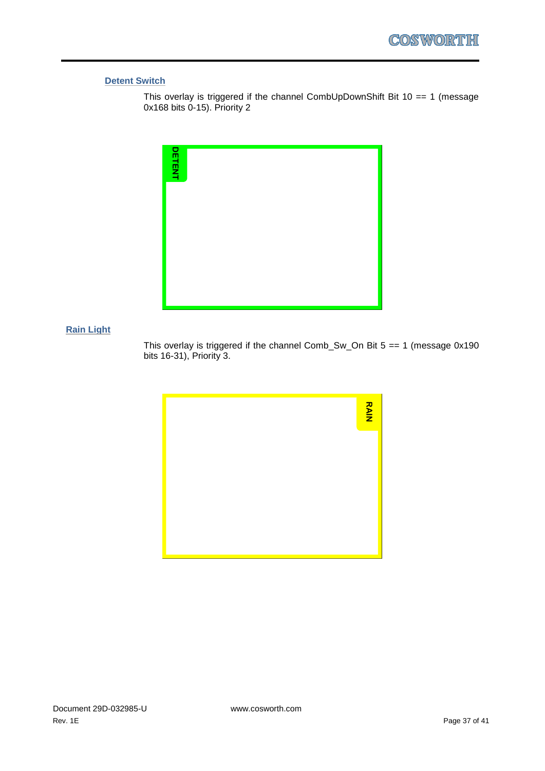### Detent Switch

This overlay is triggered if the channel CombUpDownShift Bit 10 == 1 (message 0x168 bits 0-15). Priority 2

DETENT

### Rain Light

This overlay is triggered if the channel Comb_Sw_On Bit 5 == 1 (message 0x190 bits 16-31), Priority 3.

RAIN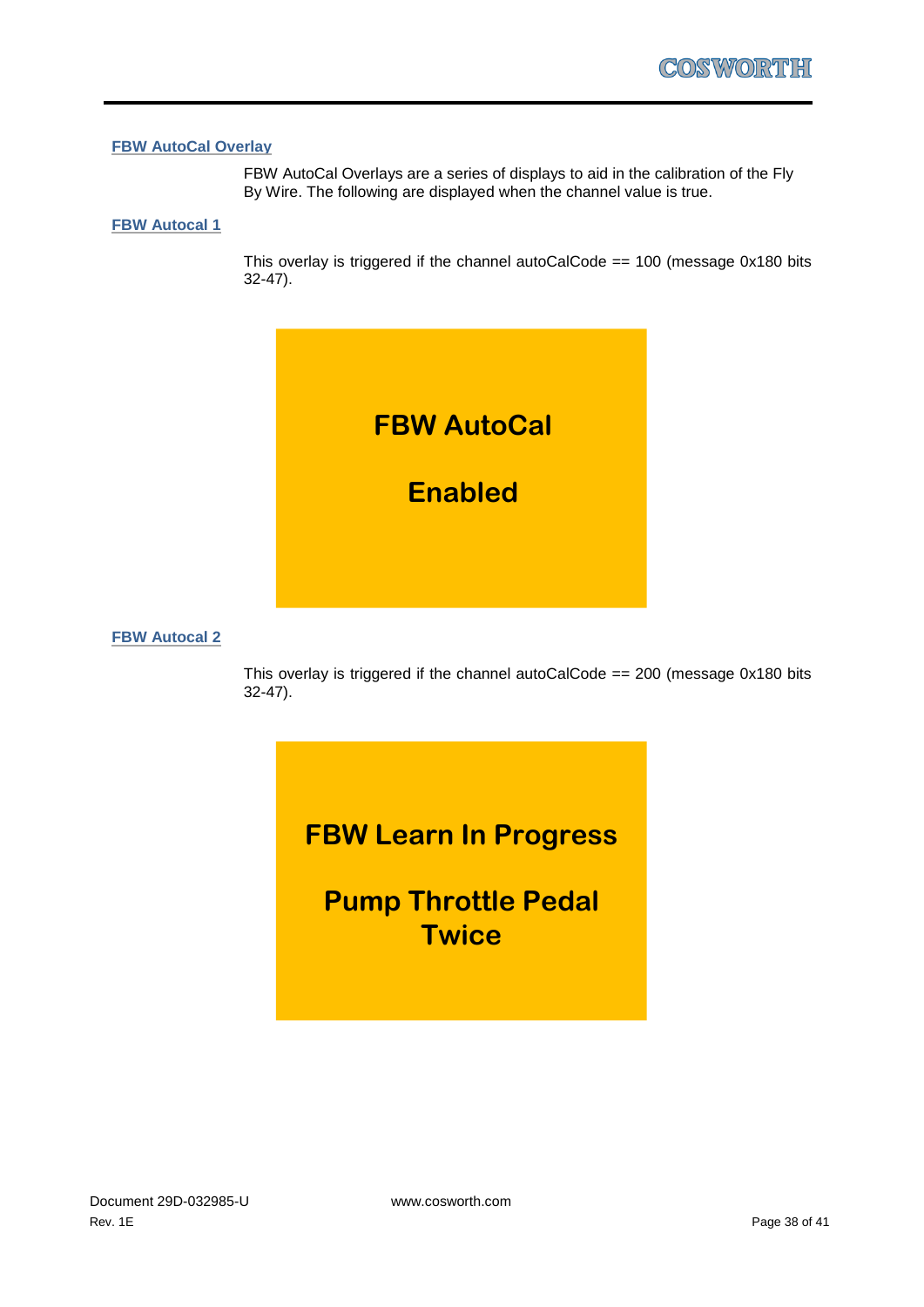## FBW AutoCal Overlay

FBW AutoCal Overlays are a series of displays to aid in the calibration of the Fly By Wire. The following are displayed when the channel value is true.

### FBW Autocal 1

This overlay is triggered if the channel autoCalCode == 100 (message 0x180 bits 32-47).

**FBW AutoCal**

**Enabled**

### FBW Autocal 2

This overlay is triggered if the channel autoCalCode == 200 (message 0x180 bits 32-47).

**FBW Learn In Progress**

**Pump Throttle Pedal Twice**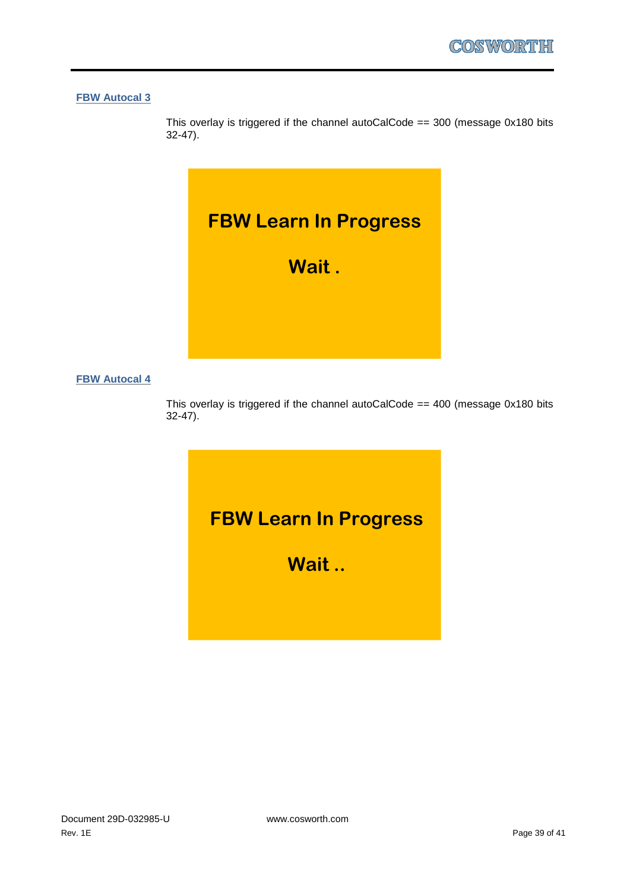### FBW Autocal 3

This overlay is triggered if the channel autoCalCode == 300 (message 0x180 bits 32-47).

**FBW Learn In Progress**

**Wait .**

### FBW Autocal 4

This overlay is triggered if the channel autoCalCode == 400 (message 0x180 bits 32-47).

**FBW Learn In Progress**

**Wait ..**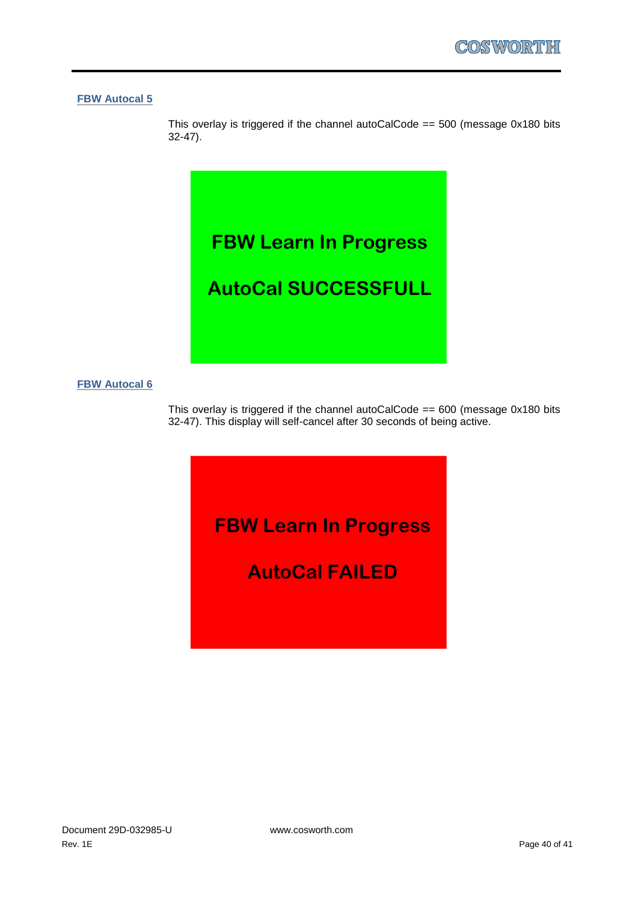#### FBW Autocal 5

This overlay is triggered if the channel autoCalCode == 500 (message 0x180 bits 32-47).

FBW Learn In Progress

AutoCal SUCCESSFULL

#### FBW Autocal 6

This overlay is triggered if the channel autoCalCode == 600 (message 0x180 bits 32-47). This display will self-cancel after 30 seconds of being active.

FBW Learn In Progress

AutoCal FAILED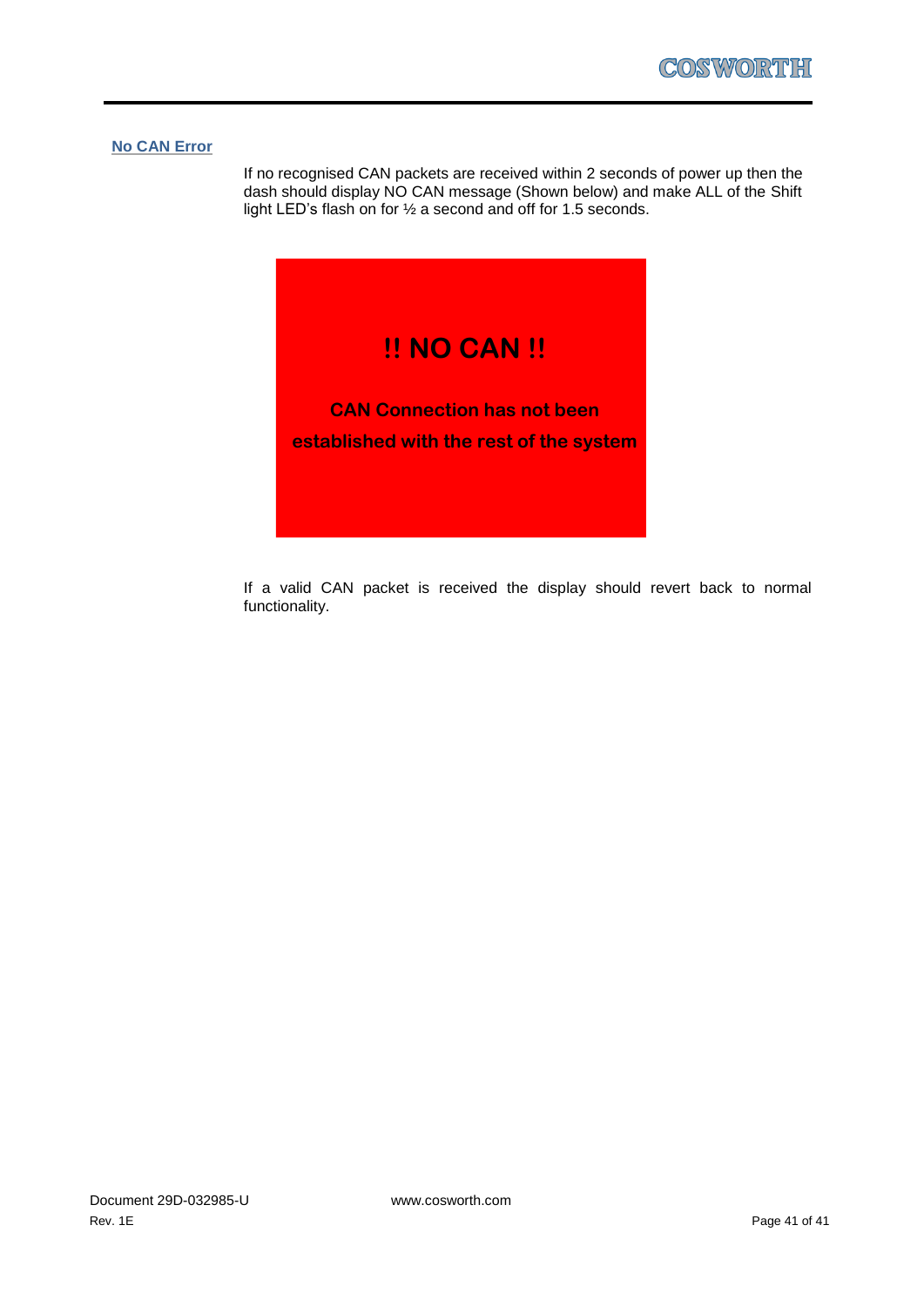## No CAN Error

If no recognised CAN packets are received within 2 seconds of power up then the dash should display NO CAN message (Shown below) and make ALL of the Shift light LED's flash on for ½ a second and off for 1.5 seconds.

**!! NO CAN !!**

**CAN Connection has not been established with the rest of the system**

If a valid CAN packet is received the display should revert back to normal functionality.